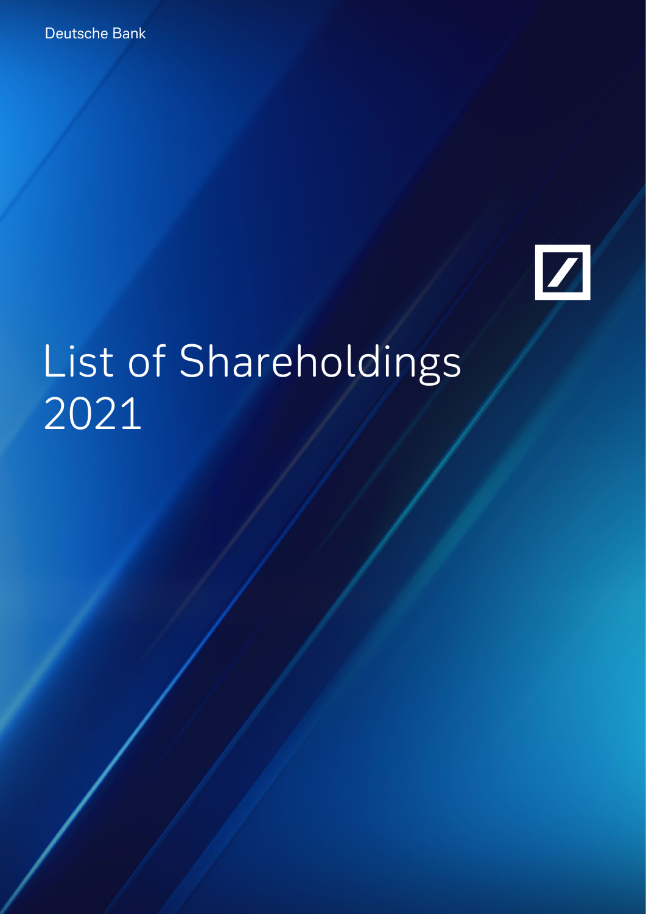Deutsche Bank

# List of Shareholdings 2021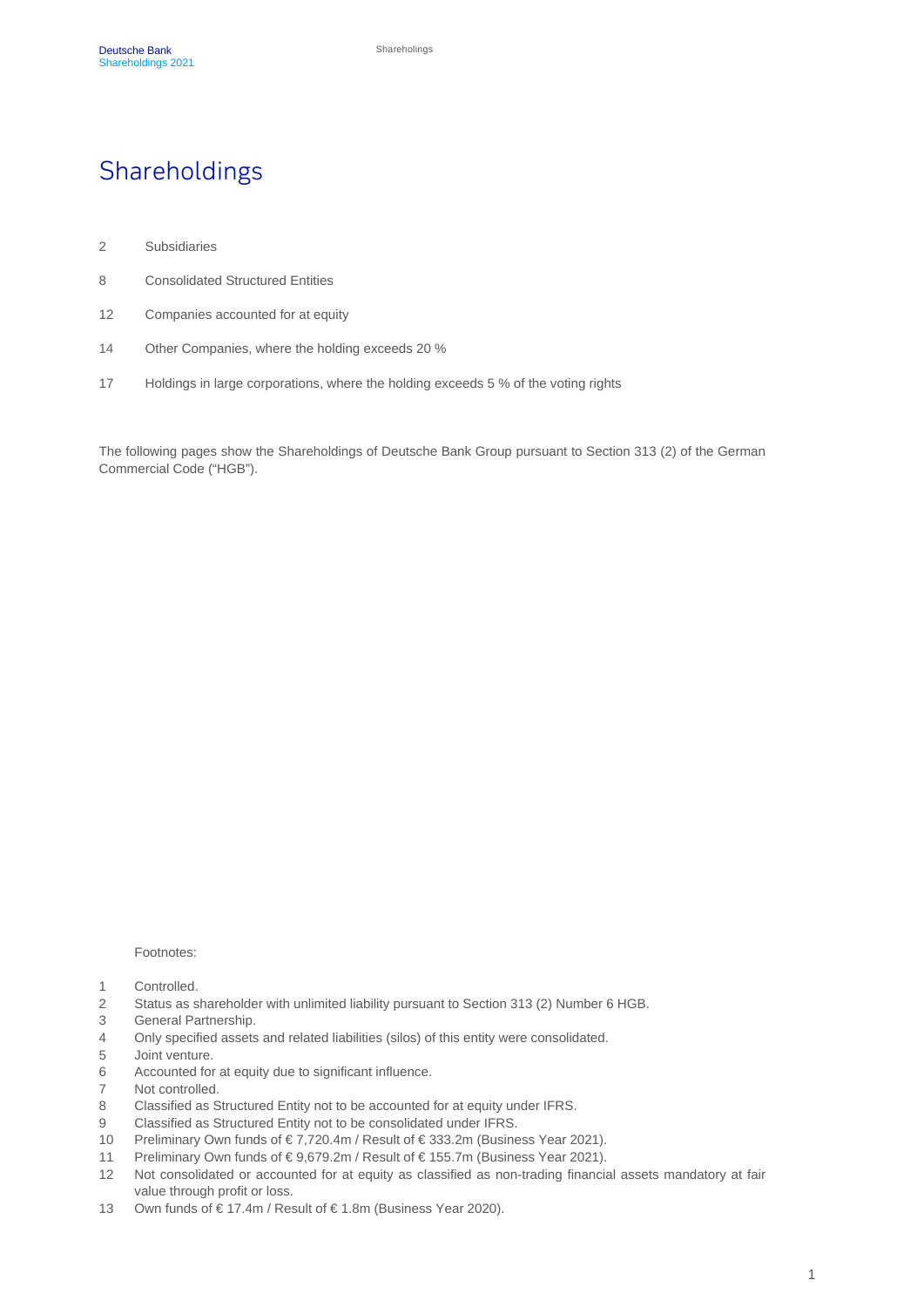# Shareholdings

| | |
|---|---|
| 2 | Subsidiaries |
| 8 | Consolidated Structured Entities |
| 12 | Companies accounted for at equity |
| 14 | Other Companies, where the holding exceeds 20 % |
| 17 | Holdings in large corporations, where the holding exceeds 5 % of the voting rights |

The following pages show the Shareholdings of Deutsche Bank Group pursuant to Section 313 (2) of the German Commercial Code ("HGB").

Footnotes:

1. Controlled.
2. Status as shareholder with unlimited liability pursuant to Section 313 (2) Number 6 HGB.
3. General Partnership.
4. Only specified assets and related liabilities (silos) of this entity were consolidated.
5. Joint venture.
6. Accounted for at equity due to significant influence.
7. Not controlled.
8. Classified as Structured Entity not to be accounted for at equity under IFRS.
9. Classified as Structured Entity not to be consolidated under IFRS.
10. Preliminary Own funds of € 7,720.4m / Result of € 333.2m (Business Year 2021).
11. Preliminary Own funds of € 9,679.2m / Result of € 155.7m (Business Year 2021).
12. Not consolidated or accounted for at equity as classified as non-trading financial assets mandatory at fair value through profit or loss.
13. Own funds of € 17.4m / Result of € 1.8m (Business Year 2020).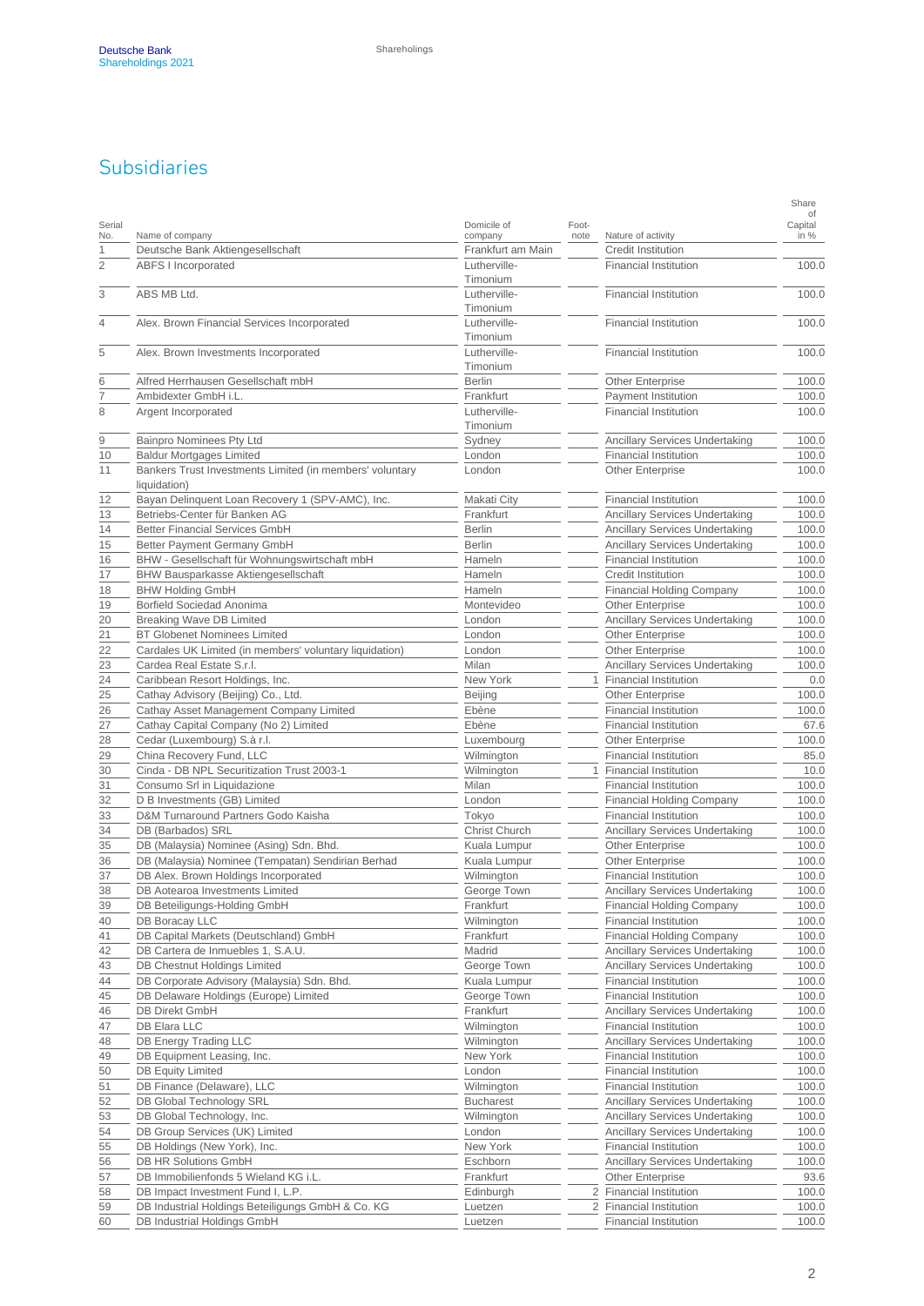## Subsidiaries

| Serial No. | Name of company | Domicile of company | Foot-note | Nature of activity | Share of Capital in % |
|---|---|---|---|---|---|
| 1 | Deutsche Bank Aktiengesellschaft | Frankfurt am Main | | Credit Institution | |
| 2 | ABFS I Incorporated | Lutherville-Timonium | | Financial Institution | 100.0 |
| 3 | ABS MB Ltd. | Lutherville-Timonium | | Financial Institution | 100.0 |
| 4 | Alex. Brown Financial Services Incorporated | Lutherville-Timonium | | Financial Institution | 100.0 |
| 5 | Alex. Brown Investments Incorporated | Lutherville-Timonium | | Financial Institution | 100.0 |
| 6 | Alfred Herrhausen Gesellschaft mbH | Berlin | | Other Enterprise | 100.0 |
| 7 | Ambidexter GmbH i.L. | Frankfurt | | Payment Institution | 100.0 |
| 8 | Argent Incorporated | Lutherville-Timonium | | Financial Institution | 100.0 |
| 9 | Bainpro Nominees Pty Ltd | Sydney | | Ancillary Services Undertaking | 100.0 |
| 10 | Baldur Mortgages Limited | London | | Financial Institution | 100.0 |
| 11 | Bankers Trust Investments Limited (in members' voluntary liquidation) | London | | Other Enterprise | 100.0 |
| 12 | Bayan Delinquent Loan Recovery 1 (SPV-AMC), Inc. | Makati City | | Financial Institution | 100.0 |
| 13 | Betriebs-Center für Banken AG | Frankfurt | | Ancillary Services Undertaking | 100.0 |
| 14 | Better Financial Services GmbH | Berlin | | Ancillary Services Undertaking | 100.0 |
| 15 | Better Payment Germany GmbH | Berlin | | Ancillary Services Undertaking | 100.0 |
| 16 | BHW - Gesellschaft für Wohnungswirtschaft mbH | Hameln | | Financial Institution | 100.0 |
| 17 | BHW Bausparkasse Aktiengesellschaft | Hameln | | Credit Institution | 100.0 |
| 18 | BHW Holding GmbH | Hameln | | Financial Holding Company | 100.0 |
| 19 | Borfield Sociedad Anonima | Montevideo | | Other Enterprise | 100.0 |
| 20 | Breaking Wave DB Limited | London | | Ancillary Services Undertaking | 100.0 |
| 21 | BT Globenet Nominees Limited | London | | Other Enterprise | 100.0 |
| 22 | Cardales UK Limited (in members' voluntary liquidation) | London | | Other Enterprise | 100.0 |
| 23 | Cardea Real Estate S.r.l. | Milan | | Ancillary Services Undertaking | 100.0 |
| 24 | Caribbean Resort Holdings, Inc. | New York | 1 | Financial Institution | 0.0 |
| 25 | Cathay Advisory (Beijing) Co., Ltd. | Beijing | | Other Enterprise | 100.0 |
| 26 | Cathay Asset Management Company Limited | Ebène | | Financial Institution | 100.0 |
| 27 | Cathay Capital Company (No 2) Limited | Ebène | | Financial Institution | 67.6 |
| 28 | Cedar (Luxembourg) S.à r.l. | Luxembourg | | Other Enterprise | 100.0 |
| 29 | China Recovery Fund, LLC | Wilmington | | Financial Institution | 85.0 |
| 30 | Cinda - DB NPL Securitization Trust 2003-1 | Wilmington | 1 | Financial Institution | 10.0 |
| 31 | Consumo Srl in Liquidazione | Milan | | Financial Institution | 100.0 |
| 32 | D B Investments (GB) Limited | London | | Financial Holding Company | 100.0 |
| 33 | D&M Turnaround Partners Godo Kaisha | Tokyo | | Financial Institution | 100.0 |
| 34 | DB (Barbados) SRL | Christ Church | | Ancillary Services Undertaking | 100.0 |
| 35 | DB (Malaysia) Nominee (Asing) Sdn. Bhd. | Kuala Lumpur | | Other Enterprise | 100.0 |
| 36 | DB (Malaysia) Nominee (Tempatan) Sendirian Berhad | Kuala Lumpur | | Other Enterprise | 100.0 |
| 37 | DB Alex. Brown Holdings Incorporated | Wilmington | | Financial Institution | 100.0 |
| 38 | DB Aotearoa Investments Limited | George Town | | Ancillary Services Undertaking | 100.0 |
| 39 | DB Beteiligungs-Holding GmbH | Frankfurt | | Financial Holding Company | 100.0 |
| 40 | DB Boracay LLC | Wilmington | | Financial Institution | 100.0 |
| 41 | DB Capital Markets (Deutschland) GmbH | Frankfurt | | Financial Holding Company | 100.0 |
| 42 | DB Cartera de Inmuebles 1, S.A.U. | Madrid | | Ancillary Services Undertaking | 100.0 |
| 43 | DB Chestnut Holdings Limited | George Town | | Ancillary Services Undertaking | 100.0 |
| 44 | DB Corporate Advisory (Malaysia) Sdn. Bhd. | Kuala Lumpur | | Financial Institution | 100.0 |
| 45 | DB Delaware Holdings (Europe) Limited | George Town | | Financial Institution | 100.0 |
| 46 | DB Direkt GmbH | Frankfurt | | Ancillary Services Undertaking | 100.0 |
| 47 | DB Elara LLC | Wilmington | | Financial Institution | 100.0 |
| 48 | DB Energy Trading LLC | Wilmington | | Ancillary Services Undertaking | 100.0 |
| 49 | DB Equipment Leasing, Inc. | New York | | Financial Institution | 100.0 |
| 50 | DB Equity Limited | London | | Financial Institution | 100.0 |
| 51 | DB Finance (Delaware), LLC | Wilmington | | Financial Institution | 100.0 |
| 52 | DB Global Technology SRL | Bucharest | | Ancillary Services Undertaking | 100.0 |
| 53 | DB Global Technology, Inc. | Wilmington | | Ancillary Services Undertaking | 100.0 |
| 54 | DB Group Services (UK) Limited | London | | Ancillary Services Undertaking | 100.0 |
| 55 | DB Holdings (New York), Inc. | New York | | Financial Institution | 100.0 |
| 56 | DB HR Solutions GmbH | Eschborn | | Ancillary Services Undertaking | 100.0 |
| 57 | DB Immobilienfonds 5 Wieland KG i.L. | Frankfurt | | Other Enterprise | 93.6 |
| 58 | DB Impact Investment Fund I, L.P. | Edinburgh | 2 | Financial Institution | 100.0 |
| 59 | DB Industrial Holdings Beteiligungs GmbH & Co. KG | Luetzen | 2 | Financial Institution | 100.0 |
| 60 | DB Industrial Holdings GmbH | Luetzen | | Financial Institution | 100.0 |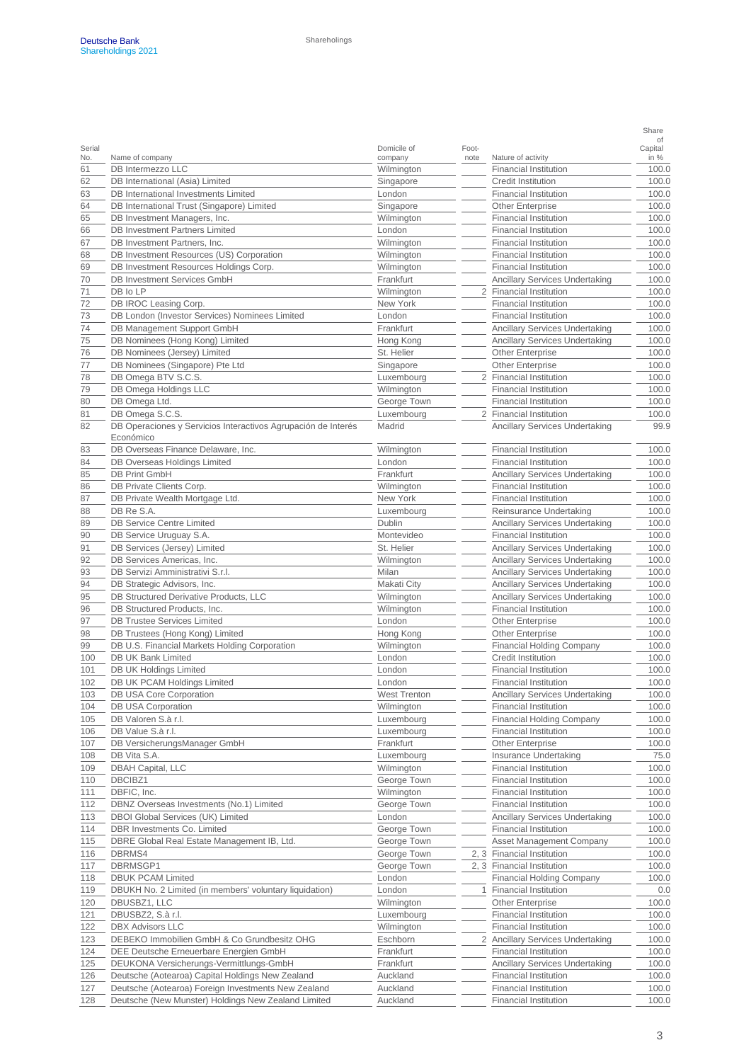| Serial No. | Name of company | Domicile of company | Foot-note | Nature of activity | Share of Capital in % |
|---|---|---|---|---|---|
| 61 | DB Intermezzo LLC | Wilmington | | Financial Institution | 100.0 |
| 62 | DB International (Asia) Limited | Singapore | | Credit Institution | 100.0 |
| 63 | DB International Investments Limited | London | | Financial Institution | 100.0 |
| 64 | DB International Trust (Singapore) Limited | Singapore | | Other Enterprise | 100.0 |
| 65 | DB Investment Managers, Inc. | Wilmington | | Financial Institution | 100.0 |
| 66 | DB Investment Partners Limited | London | | Financial Institution | 100.0 |
| 67 | DB Investment Partners, Inc. | Wilmington | | Financial Institution | 100.0 |
| 68 | DB Investment Resources (US) Corporation | Wilmington | | Financial Institution | 100.0 |
| 69 | DB Investment Resources Holdings Corp. | Wilmington | | Financial Institution | 100.0 |
| 70 | DB Investment Services GmbH | Frankfurt | | Ancillary Services Undertaking | 100.0 |
| 71 | DB Io LP | Wilmington | 2 | Financial Institution | 100.0 |
| 72 | DB IROC Leasing Corp. | New York | | Financial Institution | 100.0 |
| 73 | DB London (Investor Services) Nominees Limited | London | | Financial Institution | 100.0 |
| 74 | DB Management Support GmbH | Frankfurt | | Ancillary Services Undertaking | 100.0 |
| 75 | DB Nominees (Hong Kong) Limited | Hong Kong | | Ancillary Services Undertaking | 100.0 |
| 76 | DB Nominees (Jersey) Limited | St. Helier | | Other Enterprise | 100.0 |
| 77 | DB Nominees (Singapore) Pte Ltd | Singapore | | Other Enterprise | 100.0 |
| 78 | DB Omega BTV S.C.S. | Luxembourg | 2 | Financial Institution | 100.0 |
| 79 | DB Omega Holdings LLC | Wilmington | | Financial Institution | 100.0 |
| 80 | DB Omega Ltd. | George Town | | Financial Institution | 100.0 |
| 81 | DB Omega S.C.S. | Luxembourg | 2 | Financial Institution | 100.0 |
| 82 | DB Operaciones y Servicios Interactivos Agrupación de Interés Económico | Madrid | | Ancillary Services Undertaking | 99.9 |
| 83 | DB Overseas Finance Delaware, Inc. | Wilmington | | Financial Institution | 100.0 |
| 84 | DB Overseas Holdings Limited | London | | Financial Institution | 100.0 |
| 85 | DB Print GmbH | Frankfurt | | Ancillary Services Undertaking | 100.0 |
| 86 | DB Private Clients Corp. | Wilmington | | Financial Institution | 100.0 |
| 87 | DB Private Wealth Mortgage Ltd. | New York | | Financial Institution | 100.0 |
| 88 | DB Re S.A. | Luxembourg | | Reinsurance Undertaking | 100.0 |
| 89 | DB Service Centre Limited | Dublin | | Ancillary Services Undertaking | 100.0 |
| 90 | DB Service Uruguay S.A. | Montevideo | | Financial Institution | 100.0 |
| 91 | DB Services (Jersey) Limited | St. Helier | | Ancillary Services Undertaking | 100.0 |
| 92 | DB Services Americas, Inc. | Wilmington | | Ancillary Services Undertaking | 100.0 |
| 93 | DB Servizi Amministrativi S.r.l. | Milan | | Ancillary Services Undertaking | 100.0 |
| 94 | DB Strategic Advisors, Inc. | Makati City | | Ancillary Services Undertaking | 100.0 |
| 95 | DB Structured Derivative Products, LLC | Wilmington | | Ancillary Services Undertaking | 100.0 |
| 96 | DB Structured Products, Inc. | Wilmington | | Financial Institution | 100.0 |
| 97 | DB Trustee Services Limited | London | | Other Enterprise | 100.0 |
| 98 | DB Trustees (Hong Kong) Limited | Hong Kong | | Other Enterprise | 100.0 |
| 99 | DB U.S. Financial Markets Holding Corporation | Wilmington | | Financial Holding Company | 100.0 |
| 100 | DB UK Bank Limited | London | | Credit Institution | 100.0 |
| 101 | DB UK Holdings Limited | London | | Financial Institution | 100.0 |
| 102 | DB UK PCAM Holdings Limited | London | | Financial Institution | 100.0 |
| 103 | DB USA Core Corporation | West Trenton | | Ancillary Services Undertaking | 100.0 |
| 104 | DB USA Corporation | Wilmington | | Financial Institution | 100.0 |
| 105 | DB Valoren S.à r.l. | Luxembourg | | Financial Holding Company | 100.0 |
| 106 | DB Value S.à r.l. | Luxembourg | | Financial Institution | 100.0 |
| 107 | DB VersicherungsManager GmbH | Frankfurt | | Other Enterprise | 100.0 |
| 108 | DB Vita S.A. | Luxembourg | | Insurance Undertaking | 75.0 |
| 109 | DBAH Capital, LLC | Wilmington | | Financial Institution | 100.0 |
| 110 | DBCIBZ1 | George Town | | Financial Institution | 100.0 |
| 111 | DBFIC, Inc. | Wilmington | | Financial Institution | 100.0 |
| 112 | DBNZ Overseas Investments (No.1) Limited | George Town | | Financial Institution | 100.0 |
| 113 | DBOI Global Services (UK) Limited | London | | Ancillary Services Undertaking | 100.0 |
| 114 | DBR Investments Co. Limited | George Town | | Financial Institution | 100.0 |
| 115 | DBRE Global Real Estate Management IB, Ltd. | George Town | | Asset Management Company | 100.0 |
| 116 | DBRMS4 | George Town | 2, 3 | Financial Institution | 100.0 |
| 117 | DBRMSGP1 | George Town | 2, 3 | Financial Institution | 100.0 |
| 118 | DBUK PCAM Limited | London | | Financial Holding Company | 100.0 |
| 119 | DBUKH No. 2 Limited (in members' voluntary liquidation) | London | 1 | Financial Institution | 0.0 |
| 120 | DBUSBZ1, LLC | Wilmington | | Other Enterprise | 100.0 |
| 121 | DBUSBZ2, S.à r.l. | Luxembourg | | Financial Institution | 100.0 |
| 122 | DBX Advisors LLC | Wilmington | | Financial Institution | 100.0 |
| 123 | DEBEKO Immobilien GmbH & Co Grundbesitz OHG | Eschborn | 2 | Ancillary Services Undertaking | 100.0 |
| 124 | DEE Deutsche Erneuerbare Energien GmbH | Frankfurt | | Financial Institution | 100.0 |
| 125 | DEUKONA Versicherungs-Vermittlungs-GmbH | Frankfurt | | Ancillary Services Undertaking | 100.0 |
| 126 | Deutsche (Aotearoa) Capital Holdings New Zealand | Auckland | | Financial Institution | 100.0 |
| 127 | Deutsche (Aotearoa) Foreign Investments New Zealand | Auckland | | Financial Institution | 100.0 |
| 128 | Deutsche (New Munster) Holdings New Zealand Limited | Auckland | | Financial Institution | 100.0 |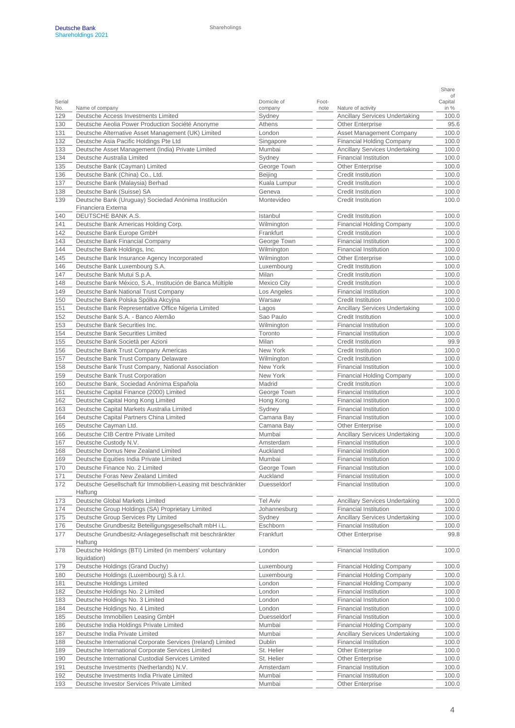| Serial No. | Name of company | Domicile of company | Foot-note | Nature of activity | Share of Capital in % |
|---|---|---|---|---|---|
| 129 | Deutsche Access Investments Limited | Sydney | | Ancillary Services Undertaking | 100.0 |
| 130 | Deutsche Aeolia Power Production Société Anonyme | Athens | | Other Enterprise | 95.6 |
| 131 | Deutsche Alternative Asset Management (UK) Limited | London | | Asset Management Company | 100.0 |
| 132 | Deutsche Asia Pacific Holdings Pte Ltd | Singapore | | Financial Holding Company | 100.0 |
| 133 | Deutsche Asset Management (India) Private Limited | Mumbai | | Ancillary Services Undertaking | 100.0 |
| 134 | Deutsche Australia Limited | Sydney | | Financial Institution | 100.0 |
| 135 | Deutsche Bank (Cayman) Limited | George Town | | Other Enterprise | 100.0 |
| 136 | Deutsche Bank (China) Co., Ltd. | Beijing | | Credit Institution | 100.0 |
| 137 | Deutsche Bank (Malaysia) Berhad | Kuala Lumpur | | Credit Institution | 100.0 |
| 138 | Deutsche Bank (Suisse) SA | Geneva | | Credit Institution | 100.0 |
| 139 | Deutsche Bank (Uruguay) Sociedad Anónima Institución Financiera Externa | Montevideo | | Credit Institution | 100.0 |
| 140 | DEUTSCHE BANK A.S. | Istanbul | | Credit Institution | 100.0 |
| 141 | Deutsche Bank Americas Holding Corp. | Wilmington | | Financial Holding Company | 100.0 |
| 142 | Deutsche Bank Europe GmbH | Frankfurt | | Credit Institution | 100.0 |
| 143 | Deutsche Bank Financial Company | George Town | | Financial Institution | 100.0 |
| 144 | Deutsche Bank Holdings, Inc. | Wilmington | | Financial Institution | 100.0 |
| 145 | Deutsche Bank Insurance Agency Incorporated | Wilmington | | Other Enterprise | 100.0 |
| 146 | Deutsche Bank Luxembourg S.A. | Luxembourg | | Credit Institution | 100.0 |
| 147 | Deutsche Bank Mutui S.p.A. | Milan | | Credit Institution | 100.0 |
| 148 | Deutsche Bank México, S.A., Institución de Banca Múltiple | Mexico City | | Credit Institution | 100.0 |
| 149 | Deutsche Bank National Trust Company | Los Angeles | | Financial Institution | 100.0 |
| 150 | Deutsche Bank Polska Spólka Akcyjna | Warsaw | | Credit Institution | 100.0 |
| 151 | Deutsche Bank Representative Office Nigeria Limited | Lagos | | Ancillary Services Undertaking | 100.0 |
| 152 | Deutsche Bank S.A. - Banco Alemão | Sao Paulo | | Credit Institution | 100.0 |
| 153 | Deutsche Bank Securities Inc. | Wilmington | | Financial Institution | 100.0 |
| 154 | Deutsche Bank Securities Limited | Toronto | | Financial Institution | 100.0 |
| 155 | Deutsche Bank Società per Azioni | Milan | | Credit Institution | 99.9 |
| 156 | Deutsche Bank Trust Company Americas | New York | | Credit Institution | 100.0 |
| 157 | Deutsche Bank Trust Company Delaware | Wilmington | | Credit Institution | 100.0 |
| 158 | Deutsche Bank Trust Company, National Association | New York | | Financial Institution | 100.0 |
| 159 | Deutsche Bank Trust Corporation | New York | | Financial Holding Company | 100.0 |
| 160 | Deutsche Bank, Sociedad Anónima Española | Madrid | | Credit Institution | 100.0 |
| 161 | Deutsche Capital Finance (2000) Limited | George Town | | Financial Institution | 100.0 |
| 162 | Deutsche Capital Hong Kong Limited | Hong Kong | | Financial Institution | 100.0 |
| 163 | Deutsche Capital Markets Australia Limited | Sydney | | Financial Institution | 100.0 |
| 164 | Deutsche Capital Partners China Limited | Camana Bay | | Financial Institution | 100.0 |
| 165 | Deutsche Cayman Ltd. | Camana Bay | | Other Enterprise | 100.0 |
| 166 | Deutsche CIB Centre Private Limited | Mumbai | | Ancillary Services Undertaking | 100.0 |
| 167 | Deutsche Custody N.V. | Amsterdam | | Financial Institution | 100.0 |
| 168 | Deutsche Domus New Zealand Limited | Auckland | | Financial Institution | 100.0 |
| 169 | Deutsche Equities India Private Limited | Mumbai | | Financial Institution | 100.0 |
| 170 | Deutsche Finance No. 2 Limited | George Town | | Financial Institution | 100.0 |
| 171 | Deutsche Foras New Zealand Limited | Auckland | | Financial Institution | 100.0 |
| 172 | Deutsche Gesellschaft für Immobilien-Leasing mit beschränkter Haftung | Duesseldorf | | Financial Institution | 100.0 |
| 173 | Deutsche Global Markets Limited | Tel Aviv | | Ancillary Services Undertaking | 100.0 |
| 174 | Deutsche Group Holdings (SA) Proprietary Limited | Johannesburg | | Financial Institution | 100.0 |
| 175 | Deutsche Group Services Pty Limited | Sydney | | Ancillary Services Undertaking | 100.0 |
| 176 | Deutsche Grundbesitz Beteiligungsgesellschaft mbH i.L. | Eschborn | | Financial Institution | 100.0 |
| 177 | Deutsche Grundbesitz-Anlagegesellschaft mit beschränkter Haftung | Frankfurt | | Other Enterprise | 99.8 |
| 178 | Deutsche Holdings (BTI) Limited (in members' voluntary liquidation) | London | | Financial Institution | 100.0 |
| 179 | Deutsche Holdings (Grand Duchy) | Luxembourg | | Financial Holding Company | 100.0 |
| 180 | Deutsche Holdings (Luxembourg) S.à r.l. | Luxembourg | | Financial Holding Company | 100.0 |
| 181 | Deutsche Holdings Limited | London | | Financial Holding Company | 100.0 |
| 182 | Deutsche Holdings No. 2 Limited | London | | Financial Institution | 100.0 |
| 183 | Deutsche Holdings No. 3 Limited | London | | Financial Institution | 100.0 |
| 184 | Deutsche Holdings No. 4 Limited | London | | Financial Institution | 100.0 |
| 185 | Deutsche Immobilien Leasing GmbH | Duesseldorf | | Financial Institution | 100.0 |
| 186 | Deutsche India Holdings Private Limited | Mumbai | | Financial Holding Company | 100.0 |
| 187 | Deutsche India Private Limited | Mumbai | | Ancillary Services Undertaking | 100.0 |
| 188 | Deutsche International Corporate Services (Ireland) Limited | Dublin | | Financial Institution | 100.0 |
| 189 | Deutsche International Corporate Services Limited | St. Helier | | Other Enterprise | 100.0 |
| 190 | Deutsche International Custodial Services Limited | St. Helier | | Other Enterprise | 100.0 |
| 191 | Deutsche Investments (Netherlands) N.V. | Amsterdam | | Financial Institution | 100.0 |
| 192 | Deutsche Investments India Private Limited | Mumbai | | Financial Institution | 100.0 |
| 193 | Deutsche Investor Services Private Limited | Mumbai | | Other Enterprise | 100.0 |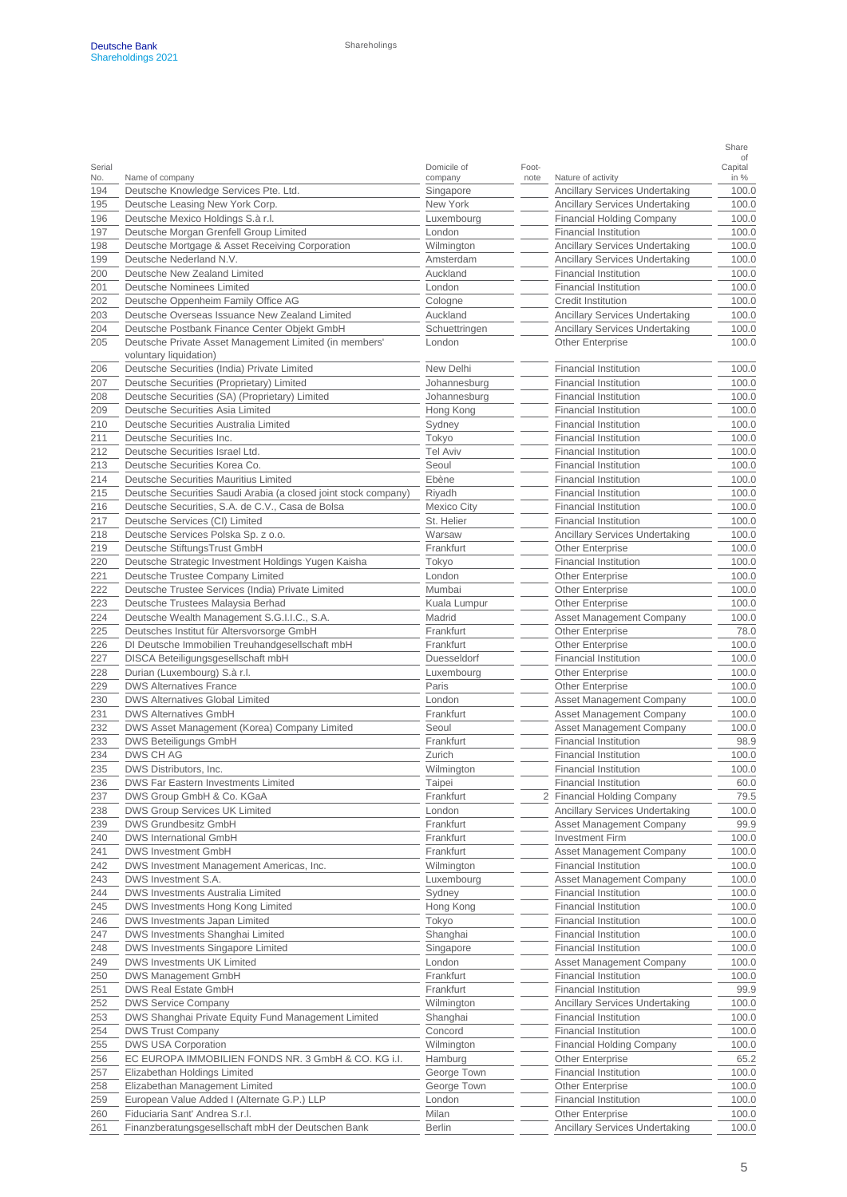| Serial No. | Name of company | Domicile of company | Foot-note | Nature of activity | Share of Capital in % |
|---|---|---|---|---|---|
| 194 | Deutsche Knowledge Services Pte. Ltd. | Singapore | | Ancillary Services Undertaking | 100.0 |
| 195 | Deutsche Leasing New York Corp. | New York | | Ancillary Services Undertaking | 100.0 |
| 196 | Deutsche Mexico Holdings S.à r.l. | Luxembourg | | Financial Holding Company | 100.0 |
| 197 | Deutsche Morgan Grenfell Group Limited | London | | Financial Institution | 100.0 |
| 198 | Deutsche Mortgage & Asset Receiving Corporation | Wilmington | | Ancillary Services Undertaking | 100.0 |
| 199 | Deutsche Nederland N.V. | Amsterdam | | Ancillary Services Undertaking | 100.0 |
| 200 | Deutsche New Zealand Limited | Auckland | | Financial Institution | 100.0 |
| 201 | Deutsche Nominees Limited | London | | Financial Institution | 100.0 |
| 202 | Deutsche Oppenheim Family Office AG | Cologne | | Credit Institution | 100.0 |
| 203 | Deutsche Overseas Issuance New Zealand Limited | Auckland | | Ancillary Services Undertaking | 100.0 |
| 204 | Deutsche Postbank Finance Center Objekt GmbH | Schuettringen | | Ancillary Services Undertaking | 100.0 |
| 205 | Deutsche Private Asset Management Limited (in members' voluntary liquidation) | London | | Other Enterprise | 100.0 |
| 206 | Deutsche Securities (India) Private Limited | New Delhi | | Financial Institution | 100.0 |
| 207 | Deutsche Securities (Proprietary) Limited | Johannesburg | | Financial Institution | 100.0 |
| 208 | Deutsche Securities (SA) (Proprietary) Limited | Johannesburg | | Financial Institution | 100.0 |
| 209 | Deutsche Securities Asia Limited | Hong Kong | | Financial Institution | 100.0 |
| 210 | Deutsche Securities Australia Limited | Sydney | | Financial Institution | 100.0 |
| 211 | Deutsche Securities Inc. | Tokyo | | Financial Institution | 100.0 |
| 212 | Deutsche Securities Israel Ltd. | Tel Aviv | | Financial Institution | 100.0 |
| 213 | Deutsche Securities Korea Co. | Seoul | | Financial Institution | 100.0 |
| 214 | Deutsche Securities Mauritius Limited | Ebène | | Financial Institution | 100.0 |
| 215 | Deutsche Securities Saudi Arabia (a closed joint stock company) | Riyadh | | Financial Institution | 100.0 |
| 216 | Deutsche Securities, S.A. de C.V., Casa de Bolsa | Mexico City | | Financial Institution | 100.0 |
| 217 | Deutsche Services (CI) Limited | St. Helier | | Financial Institution | 100.0 |
| 218 | Deutsche Services Polska Sp. z o.o. | Warsaw | | Ancillary Services Undertaking | 100.0 |
| 219 | Deutsche StiftungsTrust GmbH | Frankfurt | | Other Enterprise | 100.0 |
| 220 | Deutsche Strategic Investment Holdings Yugen Kaisha | Tokyo | | Financial Institution | 100.0 |
| 221 | Deutsche Trustee Company Limited | London | | Other Enterprise | 100.0 |
| 222 | Deutsche Trustee Services (India) Private Limited | Mumbai | | Other Enterprise | 100.0 |
| 223 | Deutsche Trustees Malaysia Berhad | Kuala Lumpur | | Other Enterprise | 100.0 |
| 224 | Deutsche Wealth Management S.G.I.I.C., S.A. | Madrid | | Asset Management Company | 100.0 |
| 225 | Deutsches Institut für Altersvorsorge GmbH | Frankfurt | | Other Enterprise | 78.0 |
| 226 | DI Deutsche Immobilien Treuhandgesellschaft mbH | Frankfurt | | Other Enterprise | 100.0 |
| 227 | DISCA Beteiligungsgesellschaft mbH | Duesseldorf | | Financial Institution | 100.0 |
| 228 | Durian (Luxembourg) S.à r.l. | Luxembourg | | Other Enterprise | 100.0 |
| 229 | DWS Alternatives France | Paris | | Other Enterprise | 100.0 |
| 230 | DWS Alternatives Global Limited | London | | Asset Management Company | 100.0 |
| 231 | DWS Alternatives GmbH | Frankfurt | | Asset Management Company | 100.0 |
| 232 | DWS Asset Management (Korea) Company Limited | Seoul | | Asset Management Company | 100.0 |
| 233 | DWS Beteiligungs GmbH | Frankfurt | | Financial Institution | 98.9 |
| 234 | DWS CH AG | Zurich | | Financial Institution | 100.0 |
| 235 | DWS Distributors, Inc. | Wilmington | | Financial Institution | 100.0 |
| 236 | DWS Far Eastern Investments Limited | Taipei | | Financial Institution | 60.0 |
| 237 | DWS Group GmbH & Co. KGaA | Frankfurt | 2 | Financial Holding Company | 79.5 |
| 238 | DWS Group Services UK Limited | London | | Ancillary Services Undertaking | 100.0 |
| 239 | DWS Grundbesitz GmbH | Frankfurt | | Asset Management Company | 99.9 |
| 240 | DWS International GmbH | Frankfurt | | Investment Firm | 100.0 |
| 241 | DWS Investment GmbH | Frankfurt | | Asset Management Company | 100.0 |
| 242 | DWS Investment Management Americas, Inc. | Wilmington | | Financial Institution | 100.0 |
| 243 | DWS Investment S.A. | Luxembourg | | Asset Management Company | 100.0 |
| 244 | DWS Investments Australia Limited | Sydney | | Financial Institution | 100.0 |
| 245 | DWS Investments Hong Kong Limited | Hong Kong | | Financial Institution | 100.0 |
| 246 | DWS Investments Japan Limited | Tokyo | | Financial Institution | 100.0 |
| 247 | DWS Investments Shanghai Limited | Shanghai | | Financial Institution | 100.0 |
| 248 | DWS Investments Singapore Limited | Singapore | | Financial Institution | 100.0 |
| 249 | DWS Investments UK Limited | London | | Asset Management Company | 100.0 |
| 250 | DWS Management GmbH | Frankfurt | | Financial Institution | 100.0 |
| 251 | DWS Real Estate GmbH | Frankfurt | | Financial Institution | 99.9 |
| 252 | DWS Service Company | Wilmington | | Ancillary Services Undertaking | 100.0 |
| 253 | DWS Shanghai Private Equity Fund Management Limited | Shanghai | | Financial Institution | 100.0 |
| 254 | DWS Trust Company | Concord | | Financial Institution | 100.0 |
| 255 | DWS USA Corporation | Wilmington | | Financial Holding Company | 100.0 |
| 256 | EC EUROPA IMMOBILIEN FONDS NR. 3 GmbH & CO. KG i.I. | Hamburg | | Other Enterprise | 65.2 |
| 257 | Elizabethan Holdings Limited | George Town | | Financial Institution | 100.0 |
| 258 | Elizabethan Management Limited | George Town | | Other Enterprise | 100.0 |
| 259 | European Value Added I (Alternate G.P.) LLP | London | | Financial Institution | 100.0 |
| 260 | Fiduciaria Sant' Andrea S.r.l. | Milan | | Other Enterprise | 100.0 |
| 261 | Finanzberatungsgesellschaft mbH der Deutschen Bank | Berlin | | Ancillary Services Undertaking | 100.0 |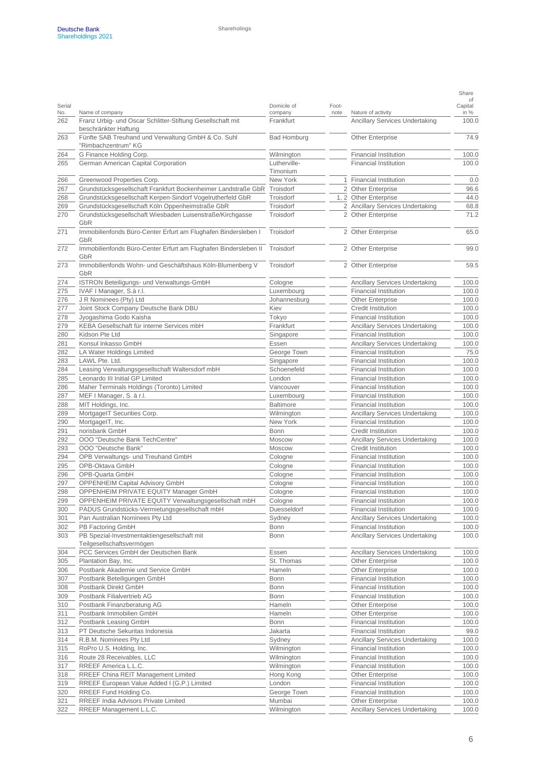| Serial No. | Name of company | Domicile of company | Foot-note | Nature of activity | Share of Capital in % |
|---|---|---|---|---|---|
| 262 | Franz Urbig- und Oscar Schlitter-Stiftung Gesellschaft mit beschränkter Haftung | Frankfurt | | Ancillary Services Undertaking | 100.0 |
| 263 | Fünfte SAB Treuhand und Verwaltung GmbH & Co. Suhl "Rimbachzentrum" KG | Bad Homburg | | Other Enterprise | 74.9 |
| 264 | G Finance Holding Corp. | Wilmington | | Financial Institution | 100.0 |
| 265 | German American Capital Corporation | Lutherville-Timonium | | Financial Institution | 100.0 |
| 266 | Greenwood Properties Corp. | New York | 1 | Financial Institution | 0.0 |
| 267 | Grundstücksgesellschaft Frankfurt Bockenheimer Landstraße GbR | Troisdorf | 2 | Other Enterprise | 96.6 |
| 268 | Grundstücksgesellschaft Kerpen-Sindorf Vogelrutherfeld GbR | Troisdorf | 1, 2 | Other Enterprise | 44.0 |
| 269 | Grundstücksgesellschaft Köln Oppenheimstraße GbR | Troisdorf | 2 | Ancillary Services Undertaking | 68.8 |
| 270 | Grundstücksgesellschaft Wiesbaden Luisenstraße/Kirchgasse GbR | Troisdorf | 2 | Other Enterprise | 71.2 |
| 271 | Immobilienfonds Büro-Center Erfurt am Flughafen Bindersleben I GbR | Troisdorf | 2 | Other Enterprise | 65.0 |
| 272 | Immobilienfonds Büro-Center Erfurt am Flughafen Bindersleben II GbR | Troisdorf | 2 | Other Enterprise | 99.0 |
| 273 | Immobilienfonds Wohn- und Geschäftshaus Köln-Blumenberg V GbR | Troisdorf | 2 | Other Enterprise | 59.5 |
| 274 | ISTRON Beteiligungs- und Verwaltungs-GmbH | Cologne | | Ancillary Services Undertaking | 100.0 |
| 275 | IVAF I Manager, S.à r.l. | Luxembourg | | Financial Institution | 100.0 |
| 276 | J R Nominees (Pty) Ltd | Johannesburg | | Other Enterprise | 100.0 |
| 277 | Joint Stock Company Deutsche Bank DBU | Kiev | | Credit Institution | 100.0 |
| 278 | Jyogashima Godo Kaisha | Tokyo | | Financial Institution | 100.0 |
| 279 | KEBA Gesellschaft für interne Services mbH | Frankfurt | | Ancillary Services Undertaking | 100.0 |
| 280 | Kidson Pte Ltd | Singapore | | Financial Institution | 100.0 |
| 281 | Konsul Inkasso GmbH | Essen | | Ancillary Services Undertaking | 100.0 |
| 282 | LA Water Holdings Limited | George Town | | Financial Institution | 75.0 |
| 283 | LAWL Pte. Ltd. | Singapore | | Financial Institution | 100.0 |
| 284 | Leasing Verwaltungsgesellschaft Waltersdorf mbH | Schoenefeld | | Financial Institution | 100.0 |
| 285 | Leonardo III Initial GP Limited | London | | Financial Institution | 100.0 |
| 286 | Maher Terminals Holdings (Toronto) Limited | Vancouver | | Financial Institution | 100.0 |
| 287 | MEF I Manager, S. à r.l. | Luxembourg | | Financial Institution | 100.0 |
| 288 | MIT Holdings, Inc. | Baltimore | | Financial Institution | 100.0 |
| 289 | MortgageIT Securities Corp. | Wilmington | | Ancillary Services Undertaking | 100.0 |
| 290 | MortgageIT, Inc. | New York | | Financial Institution | 100.0 |
| 291 | norisbank GmbH | Bonn | | Credit Institution | 100.0 |
| 292 | OOO "Deutsche Bank TechCentre" | Moscow | | Ancillary Services Undertaking | 100.0 |
| 293 | OOO "Deutsche Bank" | Moscow | | Credit Institution | 100.0 |
| 294 | OPB Verwaltungs- und Treuhand GmbH | Cologne | | Financial Institution | 100.0 |
| 295 | OPB-Oktava GmbH | Cologne | | Financial Institution | 100.0 |
| 296 | OPB-Quarta GmbH | Cologne | | Financial Institution | 100.0 |
| 297 | OPPENHEIM Capital Advisory GmbH | Cologne | | Financial Institution | 100.0 |
| 298 | OPPENHEIM PRIVATE EQUITY Manager GmbH | Cologne | | Financial Institution | 100.0 |
| 299 | OPPENHEIM PRIVATE EQUITY Verwaltungsgesellschaft mbH | Cologne | | Financial Institution | 100.0 |
| 300 | PADUS Grundstücks-Vermietungsgesellschaft mbH | Duesseldorf | | Financial Institution | 100.0 |
| 301 | Pan Australian Nominees Pty Ltd | Sydney | | Ancillary Services Undertaking | 100.0 |
| 302 | PB Factoring GmbH | Bonn | | Financial Institution | 100.0 |
| 303 | PB Spezial-Investmentaktiengesellschaft mit Teilgesellschaftsvermögen | Bonn | | Ancillary Services Undertaking | 100.0 |
| 304 | PCC Services GmbH der Deutschen Bank | Essen | | Ancillary Services Undertaking | 100.0 |
| 305 | Plantation Bay, Inc. | St. Thomas | | Other Enterprise | 100.0 |
| 306 | Postbank Akademie und Service GmbH | Hameln | | Other Enterprise | 100.0 |
| 307 | Postbank Beteiligungen GmbH | Bonn | | Financial Institution | 100.0 |
| 308 | Postbank Direkt GmbH | Bonn | | Financial Institution | 100.0 |
| 309 | Postbank Filialvertrieb AG | Bonn | | Financial Institution | 100.0 |
| 310 | Postbank Finanzberatung AG | Hameln | | Other Enterprise | 100.0 |
| 311 | Postbank Immobilien GmbH | Hameln | | Other Enterprise | 100.0 |
| 312 | Postbank Leasing GmbH | Bonn | | Financial Institution | 100.0 |
| 313 | PT Deutsche Sekuritas Indonesia | Jakarta | | Financial Institution | 99.0 |
| 314 | R.B.M. Nominees Pty Ltd | Sydney | | Ancillary Services Undertaking | 100.0 |
| 315 | RoPro U.S. Holding, Inc. | Wilmington | | Financial Institution | 100.0 |
| 316 | Route 28 Receivables, LLC | Wilmington | | Financial Institution | 100.0 |
| 317 | RREEF America L.L.C. | Wilmington | | Financial Institution | 100.0 |
| 318 | RREEF China REIT Management Limited | Hong Kong | | Other Enterprise | 100.0 |
| 319 | RREEF European Value Added I (G.P.) Limited | London | | Financial Institution | 100.0 |
| 320 | RREEF Fund Holding Co. | George Town | | Financial Institution | 100.0 |
| 321 | RREEF India Advisors Private Limited | Mumbai | | Other Enterprise | 100.0 |
| 322 | RREEF Management L.L.C. | Wilmington | | Ancillary Services Undertaking | 100.0 |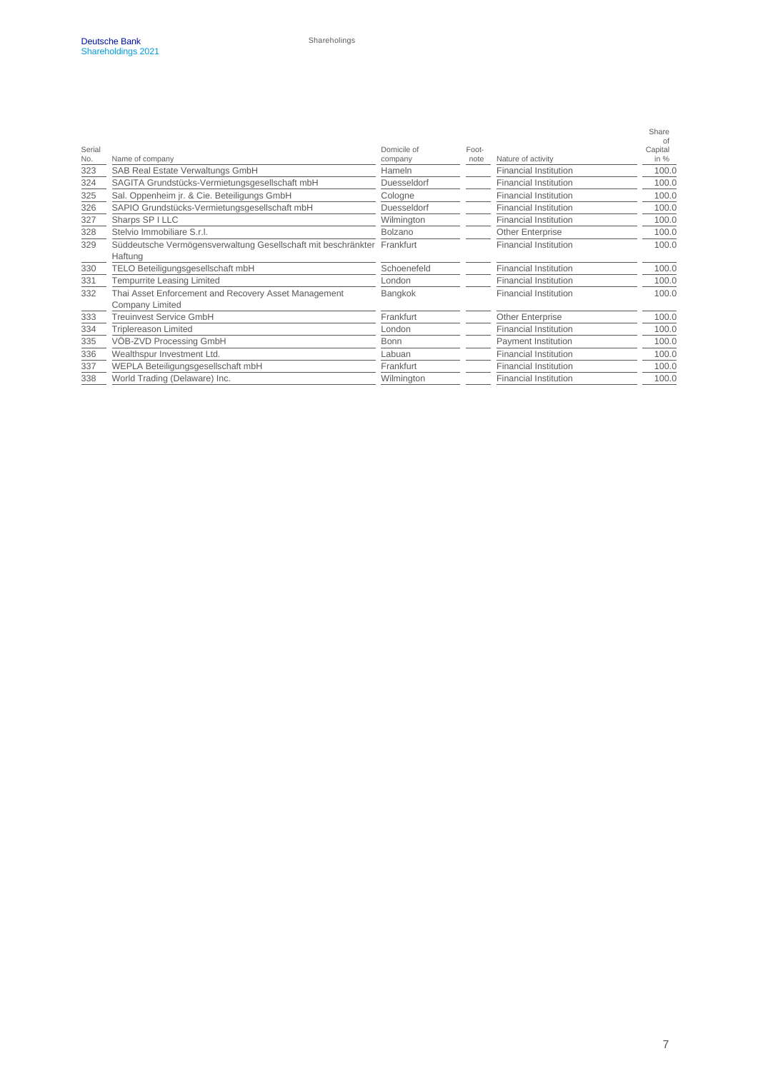| Serial No. | Name of company | Domicile of company | Foot-note | Nature of activity | Share of Capital in % |
|---|---|---|---|---|---|
| 323 | SAB Real Estate Verwaltungs GmbH | Hameln | | Financial Institution | 100.0 |
| 324 | SAGITA Grundstücks-Vermietungsgesellschaft mbH | Duesseldorf | | Financial Institution | 100.0 |
| 325 | Sal. Oppenheim jr. & Cie. Beteiligungs GmbH | Cologne | | Financial Institution | 100.0 |
| 326 | SAPIO Grundstücks-Vermietungsgesellschaft mbH | Duesseldorf | | Financial Institution | 100.0 |
| 327 | Sharps SP I LLC | Wilmington | | Financial Institution | 100.0 |
| 328 | Stelvio Immobiliare S.r.l. | Bolzano | | Other Enterprise | 100.0 |
| 329 | Süddeutsche Vermögensverwaltung Gesellschaft mit beschränkter Haftung | Frankfurt | | Financial Institution | 100.0 |
| 330 | TELO Beteiligungsgesellschaft mbH | Schoenefeld | | Financial Institution | 100.0 |
| 331 | Tempurrite Leasing Limited | London | | Financial Institution | 100.0 |
| 332 | Thai Asset Enforcement and Recovery Asset Management Company Limited | Bangkok | | Financial Institution | 100.0 |
| 333 | Treuinvest Service GmbH | Frankfurt | | Other Enterprise | 100.0 |
| 334 | Triplereason Limited | London | | Financial Institution | 100.0 |
| 335 | VÖB-ZVD Processing GmbH | Bonn | | Payment Institution | 100.0 |
| 336 | Wealthspur Investment Ltd. | Labuan | | Financial Institution | 100.0 |
| 337 | WEPLA Beteiligungsgesellschaft mbH | Frankfurt | | Financial Institution | 100.0 |
| 338 | World Trading (Delaware) Inc. | Wilmington | | Financial Institution | 100.0 |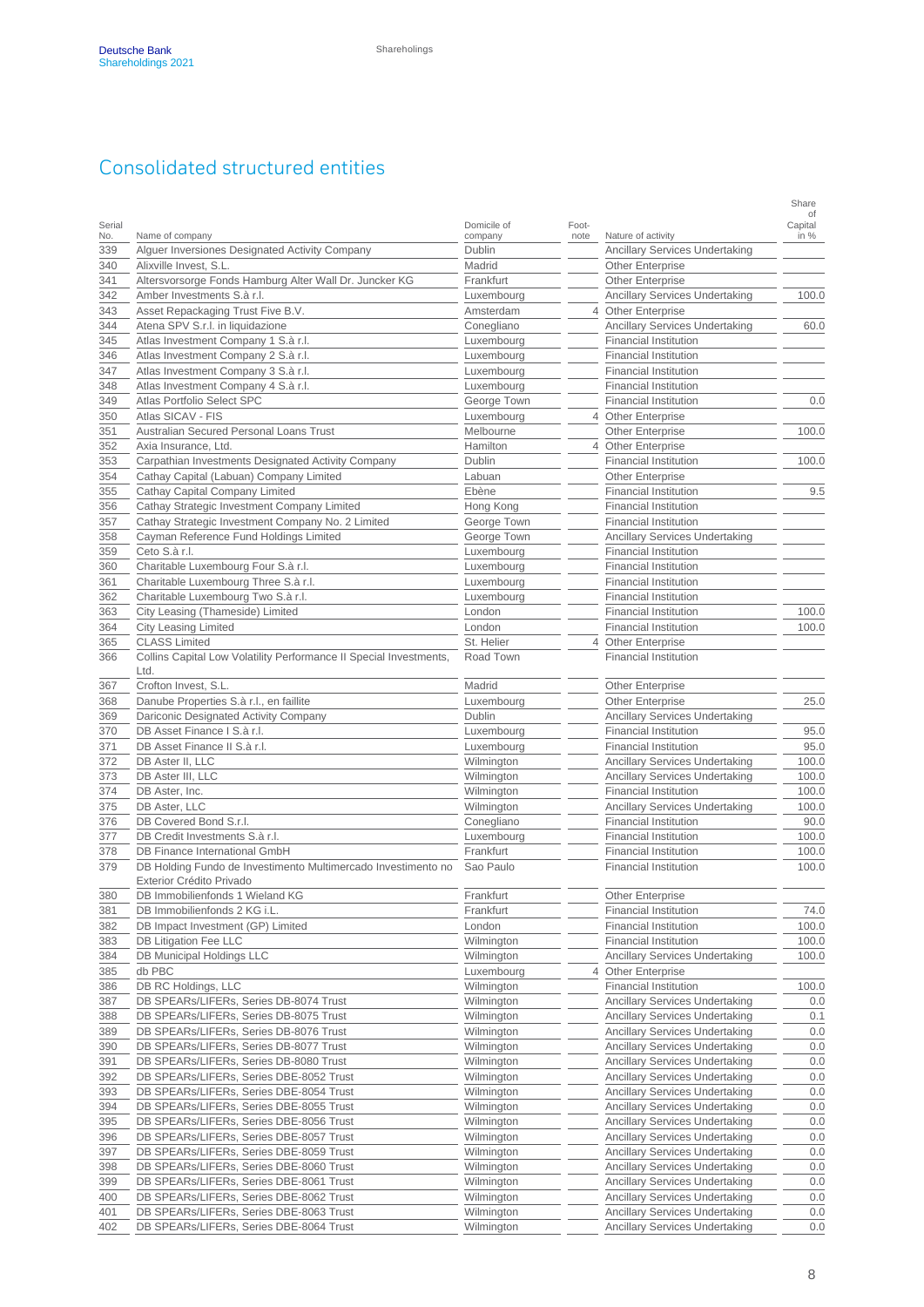## Consolidated structured entities

| Serial No. | Name of company | Domicile of company | Foot-note | Nature of activity | Share of Capital in % |
|---|---|---|---|---|---|
| 339 | Alguer Inversiones Designated Activity Company | Dublin | | Ancillary Services Undertaking | |
| 340 | Alixville Invest, S.L. | Madrid | | Other Enterprise | |
| 341 | Altersvorsorge Fonds Hamburg Alter Wall Dr. Juncker KG | Frankfurt | | Other Enterprise | |
| 342 | Amber Investments S.à r.l. | Luxembourg | | Ancillary Services Undertaking | 100.0 |
| 343 | Asset Repackaging Trust Five B.V. | Amsterdam | 4 | Other Enterprise | |
| 344 | Atena SPV S.r.l. in liquidazione | Conegliano | | Ancillary Services Undertaking | 60.0 |
| 345 | Atlas Investment Company 1 S.à r.l. | Luxembourg | | Financial Institution | |
| 346 | Atlas Investment Company 2 S.à r.l. | Luxembourg | | Financial Institution | |
| 347 | Atlas Investment Company 3 S.à r.l. | Luxembourg | | Financial Institution | |
| 348 | Atlas Investment Company 4 S.à r.l. | Luxembourg | | Financial Institution | |
| 349 | Atlas Portfolio Select SPC | George Town | | Financial Institution | 0.0 |
| 350 | Atlas SICAV - FIS | Luxembourg | 4 | Other Enterprise | |
| 351 | Australian Secured Personal Loans Trust | Melbourne | | Other Enterprise | 100.0 |
| 352 | Axia Insurance, Ltd. | Hamilton | 4 | Other Enterprise | |
| 353 | Carpathian Investments Designated Activity Company | Dublin | | Financial Institution | 100.0 |
| 354 | Cathay Capital (Labuan) Company Limited | Labuan | | Other Enterprise | |
| 355 | Cathay Capital Company Limited | Ebène | | Financial Institution | 9.5 |
| 356 | Cathay Strategic Investment Company Limited | Hong Kong | | Financial Institution | |
| 357 | Cathay Strategic Investment Company No. 2 Limited | George Town | | Financial Institution | |
| 358 | Cayman Reference Fund Holdings Limited | George Town | | Ancillary Services Undertaking | |
| 359 | Ceto S.à r.l. | Luxembourg | | Financial Institution | |
| 360 | Charitable Luxembourg Four S.à r.l. | Luxembourg | | Financial Institution | |
| 361 | Charitable Luxembourg Three S.à r.l. | Luxembourg | | Financial Institution | |
| 362 | Charitable Luxembourg Two S.à r.l. | Luxembourg | | Financial Institution | |
| 363 | City Leasing (Thameside) Limited | London | | Financial Institution | 100.0 |
| 364 | City Leasing Limited | London | | Financial Institution | 100.0 |
| 365 | CLASS Limited | St. Helier | 4 | Other Enterprise | |
| 366 | Collins Capital Low Volatility Performance II Special Investments, Ltd. | Road Town | | Financial Institution | |
| 367 | Crofton Invest, S.L. | Madrid | | Other Enterprise | |
| 368 | Danube Properties S.à r.l., en faillite | Luxembourg | | Other Enterprise | 25.0 |
| 369 | Dariconic Designated Activity Company | Dublin | | Ancillary Services Undertaking | |
| 370 | DB Asset Finance I S.à r.l. | Luxembourg | | Financial Institution | 95.0 |
| 371 | DB Asset Finance II S.à r.l. | Luxembourg | | Financial Institution | 95.0 |
| 372 | DB Aster II, LLC | Wilmington | | Ancillary Services Undertaking | 100.0 |
| 373 | DB Aster III, LLC | Wilmington | | Ancillary Services Undertaking | 100.0 |
| 374 | DB Aster, Inc. | Wilmington | | Financial Institution | 100.0 |
| 375 | DB Aster, LLC | Wilmington | | Ancillary Services Undertaking | 100.0 |
| 376 | DB Covered Bond S.r.l. | Conegliano | | Financial Institution | 90.0 |
| 377 | DB Credit Investments S.à r.l. | Luxembourg | | Financial Institution | 100.0 |
| 378 | DB Finance International GmbH | Frankfurt | | Financial Institution | 100.0 |
| 379 | DB Holding Fundo de Investimento Multimercado Investimento no Exterior Crédito Privado | Sao Paulo | | Financial Institution | 100.0 |
| 380 | DB Immobilienfonds 1 Wieland KG | Frankfurt | | Other Enterprise | |
| 381 | DB Immobilienfonds 2 KG i.L. | Frankfurt | | Financial Institution | 74.0 |
| 382 | DB Impact Investment (GP) Limited | London | | Financial Institution | 100.0 |
| 383 | DB Litigation Fee LLC | Wilmington | | Financial Institution | 100.0 |
| 384 | DB Municipal Holdings LLC | Wilmington | | Ancillary Services Undertaking | 100.0 |
| 385 | db PBC | Luxembourg | 4 | Other Enterprise | |
| 386 | DB RC Holdings, LLC | Wilmington | | Financial Institution | 100.0 |
| 387 | DB SPEARs/LIFERs, Series DB-8074 Trust | Wilmington | | Ancillary Services Undertaking | 0.0 |
| 388 | DB SPEARs/LIFERs, Series DB-8075 Trust | Wilmington | | Ancillary Services Undertaking | 0.1 |
| 389 | DB SPEARs/LIFERs, Series DB-8076 Trust | Wilmington | | Ancillary Services Undertaking | 0.0 |
| 390 | DB SPEARs/LIFERs, Series DB-8077 Trust | Wilmington | | Ancillary Services Undertaking | 0.0 |
| 391 | DB SPEARs/LIFERs, Series DB-8080 Trust | Wilmington | | Ancillary Services Undertaking | 0.0 |
| 392 | DB SPEARs/LIFERs, Series DBE-8052 Trust | Wilmington | | Ancillary Services Undertaking | 0.0 |
| 393 | DB SPEARs/LIFERs, Series DBE-8054 Trust | Wilmington | | Ancillary Services Undertaking | 0.0 |
| 394 | DB SPEARs/LIFERs, Series DBE-8055 Trust | Wilmington | | Ancillary Services Undertaking | 0.0 |
| 395 | DB SPEARs/LIFERs, Series DBE-8056 Trust | Wilmington | | Ancillary Services Undertaking | 0.0 |
| 396 | DB SPEARs/LIFERs, Series DBE-8057 Trust | Wilmington | | Ancillary Services Undertaking | 0.0 |
| 397 | DB SPEARs/LIFERs, Series DBE-8059 Trust | Wilmington | | Ancillary Services Undertaking | 0.0 |
| 398 | DB SPEARs/LIFERs, Series DBE-8060 Trust | Wilmington | | Ancillary Services Undertaking | 0.0 |
| 399 | DB SPEARs/LIFERs, Series DBE-8061 Trust | Wilmington | | Ancillary Services Undertaking | 0.0 |
| 400 | DB SPEARs/LIFERs, Series DBE-8062 Trust | Wilmington | | Ancillary Services Undertaking | 0.0 |
| 401 | DB SPEARs/LIFERs, Series DBE-8063 Trust | Wilmington | | Ancillary Services Undertaking | 0.0 |
| 402 | DB SPEARs/LIFERs, Series DBE-8064 Trust | Wilmington | | Ancillary Services Undertaking | 0.0 |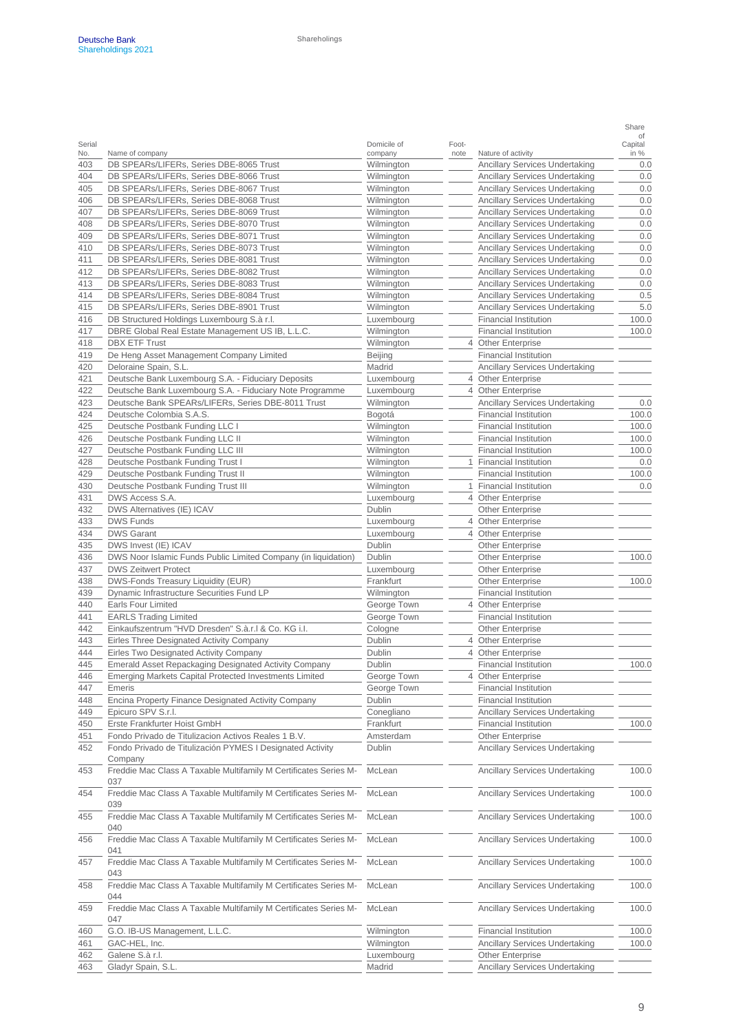| Serial No. | Name of company | Domicile of company | Foot-note | Nature of activity | Share of Capital in % |
|---|---|---|---|---|---|
| 403 | DB SPEARs/LIFERs, Series DBE-8065 Trust | Wilmington | | Ancillary Services Undertaking | 0.0 |
| 404 | DB SPEARs/LIFERs, Series DBE-8066 Trust | Wilmington | | Ancillary Services Undertaking | 0.0 |
| 405 | DB SPEARs/LIFERs, Series DBE-8067 Trust | Wilmington | | Ancillary Services Undertaking | 0.0 |
| 406 | DB SPEARs/LIFERs, Series DBE-8068 Trust | Wilmington | | Ancillary Services Undertaking | 0.0 |
| 407 | DB SPEARs/LIFERs, Series DBE-8069 Trust | Wilmington | | Ancillary Services Undertaking | 0.0 |
| 408 | DB SPEARs/LIFERs, Series DBE-8070 Trust | Wilmington | | Ancillary Services Undertaking | 0.0 |
| 409 | DB SPEARs/LIFERs, Series DBE-8071 Trust | Wilmington | | Ancillary Services Undertaking | 0.0 |
| 410 | DB SPEARs/LIFERs, Series DBE-8073 Trust | Wilmington | | Ancillary Services Undertaking | 0.0 |
| 411 | DB SPEARs/LIFERs, Series DBE-8081 Trust | Wilmington | | Ancillary Services Undertaking | 0.0 |
| 412 | DB SPEARs/LIFERs, Series DBE-8082 Trust | Wilmington | | Ancillary Services Undertaking | 0.0 |
| 413 | DB SPEARs/LIFERs, Series DBE-8083 Trust | Wilmington | | Ancillary Services Undertaking | 0.0 |
| 414 | DB SPEARs/LIFERs, Series DBE-8084 Trust | Wilmington | | Ancillary Services Undertaking | 0.5 |
| 415 | DB SPEARs/LIFERs, Series DBE-8901 Trust | Wilmington | | Ancillary Services Undertaking | 5.0 |
| 416 | DB Structured Holdings Luxembourg S.à r.l. | Luxembourg | | Financial Institution | 100.0 |
| 417 | DBRE Global Real Estate Management US IB, L.L.C. | Wilmington | | Financial Institution | 100.0 |
| 418 | DBX ETF Trust | Wilmington | 4 | Other Enterprise | |
| 419 | De Heng Asset Management Company Limited | Beijing | | Financial Institution | |
| 420 | Deloraine Spain, S.L. | Madrid | | Ancillary Services Undertaking | |
| 421 | Deutsche Bank Luxembourg S.A. - Fiduciary Deposits | Luxembourg | 4 | Other Enterprise | |
| 422 | Deutsche Bank Luxembourg S.A. - Fiduciary Note Programme | Luxembourg | 4 | Other Enterprise | |
| 423 | Deutsche Bank SPEARs/LIFERs, Series DBE-8011 Trust | Wilmington | | Ancillary Services Undertaking | 0.0 |
| 424 | Deutsche Colombia S.A.S. | Bogotá | | Financial Institution | 100.0 |
| 425 | Deutsche Postbank Funding LLC I | Wilmington | | Financial Institution | 100.0 |
| 426 | Deutsche Postbank Funding LLC II | Wilmington | | Financial Institution | 100.0 |
| 427 | Deutsche Postbank Funding LLC III | Wilmington | | Financial Institution | 100.0 |
| 428 | Deutsche Postbank Funding Trust I | Wilmington | 1 | Financial Institution | 0.0 |
| 429 | Deutsche Postbank Funding Trust II | Wilmington | | Financial Institution | 100.0 |
| 430 | Deutsche Postbank Funding Trust III | Wilmington | 1 | Financial Institution | 0.0 |
| 431 | DWS Access S.A. | Luxembourg | 4 | Other Enterprise | |
| 432 | DWS Alternatives (IE) ICAV | Dublin | | Other Enterprise | |
| 433 | DWS Funds | Luxembourg | 4 | Other Enterprise | |
| 434 | DWS Garant | Luxembourg | 4 | Other Enterprise | |
| 435 | DWS Invest (IE) ICAV | Dublin | | Other Enterprise | |
| 436 | DWS Noor Islamic Funds Public Limited Company (in liquidation) | Dublin | | Other Enterprise | 100.0 |
| 437 | DWS Zeitwert Protect | Luxembourg | | Other Enterprise | |
| 438 | DWS-Fonds Treasury Liquidity (EUR) | Frankfurt | | Other Enterprise | 100.0 |
| 439 | Dynamic Infrastructure Securities Fund LP | Wilmington | | Financial Institution | |
| 440 | Earls Four Limited | George Town | 4 | Other Enterprise | |
| 441 | EARLS Trading Limited | George Town | | Financial Institution | |
| 442 | Einkaufszentrum "HVD Dresden" S.à.r.l & Co. KG i.I. | Cologne | | Other Enterprise | |
| 443 | Eirles Three Designated Activity Company | Dublin | 4 | Other Enterprise | |
| 444 | Eirles Two Designated Activity Company | Dublin | 4 | Other Enterprise | |
| 445 | Emerald Asset Repackaging Designated Activity Company | Dublin | | Financial Institution | 100.0 |
| 446 | Emerging Markets Capital Protected Investments Limited | George Town | 4 | Other Enterprise | |
| 447 | Emeris | George Town | | Financial Institution | |
| 448 | Encina Property Finance Designated Activity Company | Dublin | | Financial Institution | |
| 449 | Epicuro SPV S.r.l. | Conegliano | | Ancillary Services Undertaking | |
| 450 | Erste Frankfurter Hoist GmbH | Frankfurt | | Financial Institution | 100.0 |
| 451 | Fondo Privado de Titulizacion Activos Reales 1 B.V. | Amsterdam | | Other Enterprise | |
| 452 | Fondo Privado de Titulización PYMES I Designated Activity Company | Dublin | | Ancillary Services Undertaking | |
| 453 | Freddie Mac Class A Taxable Multifamily M Certificates Series M-037 | McLean | | Ancillary Services Undertaking | 100.0 |
| 454 | Freddie Mac Class A Taxable Multifamily M Certificates Series M-039 | McLean | | Ancillary Services Undertaking | 100.0 |
| 455 | Freddie Mac Class A Taxable Multifamily M Certificates Series M-040 | McLean | | Ancillary Services Undertaking | 100.0 |
| 456 | Freddie Mac Class A Taxable Multifamily M Certificates Series M-041 | McLean | | Ancillary Services Undertaking | 100.0 |
| 457 | Freddie Mac Class A Taxable Multifamily M Certificates Series M-043 | McLean | | Ancillary Services Undertaking | 100.0 |
| 458 | Freddie Mac Class A Taxable Multifamily M Certificates Series M-044 | McLean | | Ancillary Services Undertaking | 100.0 |
| 459 | Freddie Mac Class A Taxable Multifamily M Certificates Series M-047 | McLean | | Ancillary Services Undertaking | 100.0 |
| 460 | G.O. IB-US Management, L.L.C. | Wilmington | | Financial Institution | 100.0 |
| 461 | GAC-HEL, Inc. | Wilmington | | Ancillary Services Undertaking | 100.0 |
| 462 | Galene S.à r.l. | Luxembourg | | Other Enterprise | |
| 463 | Gladyr Spain, S.L. | Madrid | | Ancillary Services Undertaking | |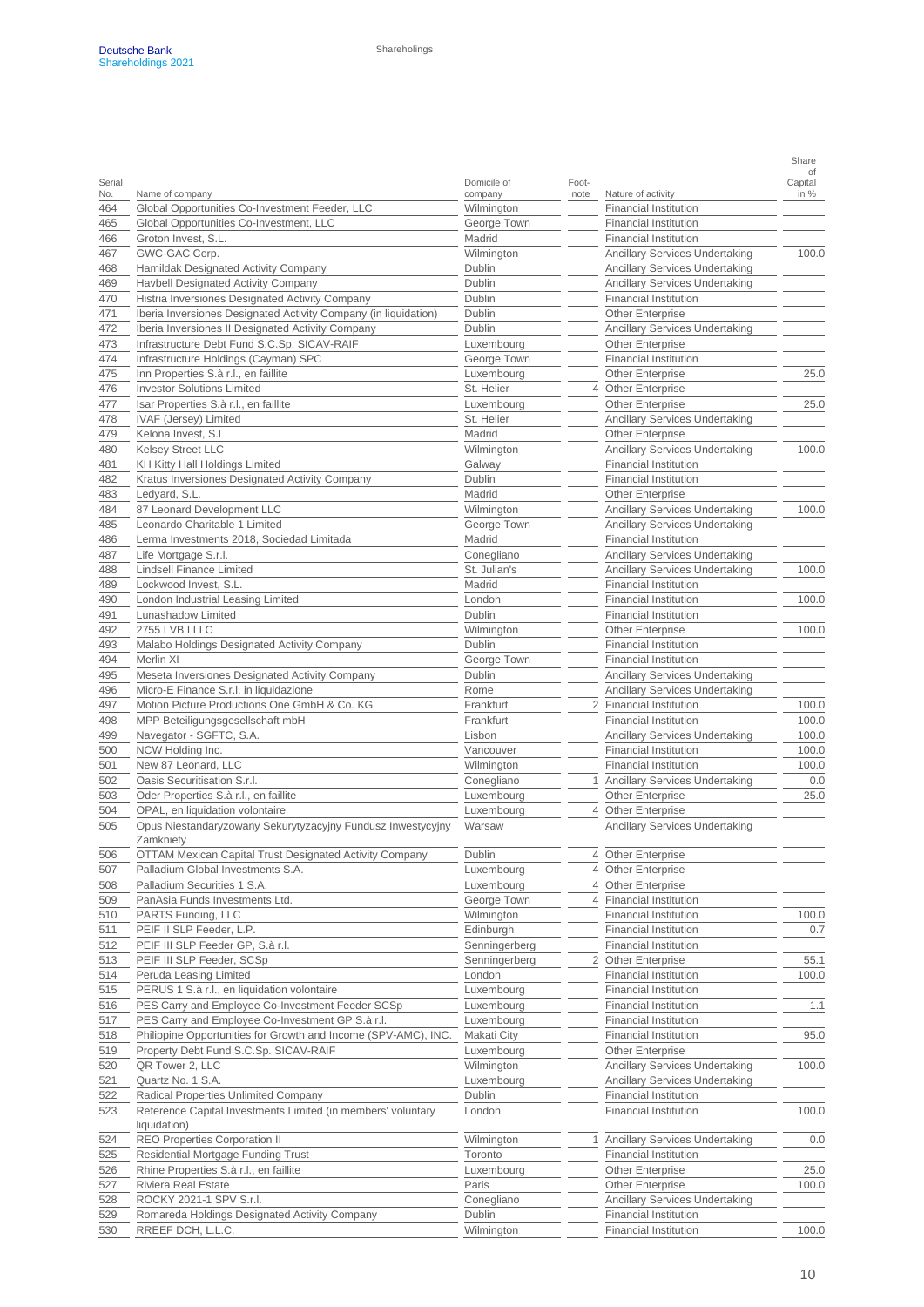| Serial No. | Name of company | Domicile of company | Foot-note | Nature of activity | Share of Capital in % |
|---|---|---|---|---|---|
| 464 | Global Opportunities Co-Investment Feeder, LLC | Wilmington | | Financial Institution | |
| 465 | Global Opportunities Co-Investment, LLC | George Town | | Financial Institution | |
| 466 | Groton Invest, S.L. | Madrid | | Financial Institution | |
| 467 | GWC-GAC Corp. | Wilmington | | Ancillary Services Undertaking | 100.0 |
| 468 | Hamildak Designated Activity Company | Dublin | | Ancillary Services Undertaking | |
| 469 | Havbell Designated Activity Company | Dublin | | Ancillary Services Undertaking | |
| 470 | Histria Inversiones Designated Activity Company | Dublin | | Financial Institution | |
| 471 | Iberia Inversiones Designated Activity Company (in liquidation) | Dublin | | Other Enterprise | |
| 472 | Iberia Inversiones II Designated Activity Company | Dublin | | Ancillary Services Undertaking | |
| 473 | Infrastructure Debt Fund S.C.Sp. SICAV-RAIF | Luxembourg | | Other Enterprise | |
| 474 | Infrastructure Holdings (Cayman) SPC | George Town | | Financial Institution | |
| 475 | Inn Properties S.à r.l., en faillite | Luxembourg | | Other Enterprise | 25.0 |
| 476 | Investor Solutions Limited | St. Helier | 4 | Other Enterprise | |
| 477 | Isar Properties S.à r.l., en faillite | Luxembourg | | Other Enterprise | 25.0 |
| 478 | IVAF (Jersey) Limited | St. Helier | | Ancillary Services Undertaking | |
| 479 | Kelona Invest, S.L. | Madrid | | Other Enterprise | |
| 480 | Kelsey Street LLC | Wilmington | | Ancillary Services Undertaking | 100.0 |
| 481 | KH Kitty Hall Holdings Limited | Galway | | Financial Institution | |
| 482 | Kratus Inversiones Designated Activity Company | Dublin | | Financial Institution | |
| 483 | Ledyard, S.L. | Madrid | | Other Enterprise | |
| 484 | 87 Leonard Development LLC | Wilmington | | Ancillary Services Undertaking | 100.0 |
| 485 | Leonardo Charitable 1 Limited | George Town | | Ancillary Services Undertaking | |
| 486 | Lerma Investments 2018, Sociedad Limitada | Madrid | | Financial Institution | |
| 487 | Life Mortgage S.r.l. | Conegliano | | Ancillary Services Undertaking | |
| 488 | Lindsell Finance Limited | St. Julian's | | Ancillary Services Undertaking | 100.0 |
| 489 | Lockwood Invest, S.L. | Madrid | | Financial Institution | |
| 490 | London Industrial Leasing Limited | London | | Financial Institution | 100.0 |
| 491 | Lunashadow Limited | Dublin | | Financial Institution | |
| 492 | 2755 LVB I LLC | Wilmington | | Other Enterprise | 100.0 |
| 493 | Malabo Holdings Designated Activity Company | Dublin | | Financial Institution | |
| 494 | Merlin XI | George Town | | Financial Institution | |
| 495 | Meseta Inversiones Designated Activity Company | Dublin | | Ancillary Services Undertaking | |
| 496 | Micro-E Finance S.r.l. in liquidazione | Rome | | Ancillary Services Undertaking | |
| 497 | Motion Picture Productions One GmbH & Co. KG | Frankfurt | 2 | Financial Institution | 100.0 |
| 498 | MPP Beteiligungsgesellschaft mbH | Frankfurt | | Financial Institution | 100.0 |
| 499 | Navegator - SGFTC, S.A. | Lisbon | | Ancillary Services Undertaking | 100.0 |
| 500 | NCW Holding Inc. | Vancouver | | Financial Institution | 100.0 |
| 501 | New 87 Leonard, LLC | Wilmington | | Financial Institution | 100.0 |
| 502 | Oasis Securitisation S.r.l. | Conegliano | 1 | Ancillary Services Undertaking | 0.0 |
| 503 | Oder Properties S.à r.l., en faillite | Luxembourg | | Other Enterprise | 25.0 |
| 504 | OPAL, en liquidation volontaire | Luxembourg | 4 | Other Enterprise | |
| 505 | Opus Niestandaryzowany Sekurytyzacyjny Fundusz Inwestycyjny Zamkniety | Warsaw | | Ancillary Services Undertaking | |
| 506 | OTTAM Mexican Capital Trust Designated Activity Company | Dublin | 4 | Other Enterprise | |
| 507 | Palladium Global Investments S.A. | Luxembourg | 4 | Other Enterprise | |
| 508 | Palladium Securities 1 S.A. | Luxembourg | 4 | Other Enterprise | |
| 509 | PanAsia Funds Investments Ltd. | George Town | 4 | Financial Institution | |
| 510 | PARTS Funding, LLC | Wilmington | | Financial Institution | 100.0 |
| 511 | PEIF II SLP Feeder, L.P. | Edinburgh | | Financial Institution | 0.7 |
| 512 | PEIF III SLP Feeder GP, S.à r.l. | Senningerberg | | Financial Institution | |
| 513 | PEIF III SLP Feeder, SCSp | Senningerberg | 2 | Other Enterprise | 55.1 |
| 514 | Peruda Leasing Limited | London | | Financial Institution | 100.0 |
| 515 | PERUS 1 S.à r.l., en liquidation volontaire | Luxembourg | | Financial Institution | |
| 516 | PES Carry and Employee Co-Investment Feeder SCSp | Luxembourg | | Financial Institution | 1.1 |
| 517 | PES Carry and Employee Co-Investment GP S.à r.l. | Luxembourg | | Financial Institution | |
| 518 | Philippine Opportunities for Growth and Income (SPV-AMC), INC. | Makati City | | Financial Institution | 95.0 |
| 519 | Property Debt Fund S.C.Sp. SICAV-RAIF | Luxembourg | | Other Enterprise | |
| 520 | QR Tower 2, LLC | Wilmington | | Ancillary Services Undertaking | 100.0 |
| 521 | Quartz No. 1 S.A. | Luxembourg | | Ancillary Services Undertaking | |
| 522 | Radical Properties Unlimited Company | Dublin | | Financial Institution | |
| 523 | Reference Capital Investments Limited (in members' voluntary liquidation) | London | | Financial Institution | 100.0 |
| 524 | REO Properties Corporation II | Wilmington | 1 | Ancillary Services Undertaking | 0.0 |
| 525 | Residential Mortgage Funding Trust | Toronto | | Financial Institution | |
| 526 | Rhine Properties S.à r.l., en faillite | Luxembourg | | Other Enterprise | 25.0 |
| 527 | Riviera Real Estate | Paris | | Other Enterprise | 100.0 |
| 528 | ROCKY 2021-1 SPV S.r.l. | Conegliano | | Ancillary Services Undertaking | |
| 529 | Romareda Holdings Designated Activity Company | Dublin | | Financial Institution | |
| 530 | RREEF DCH, L.L.C. | Wilmington | | Financial Institution | 100.0 |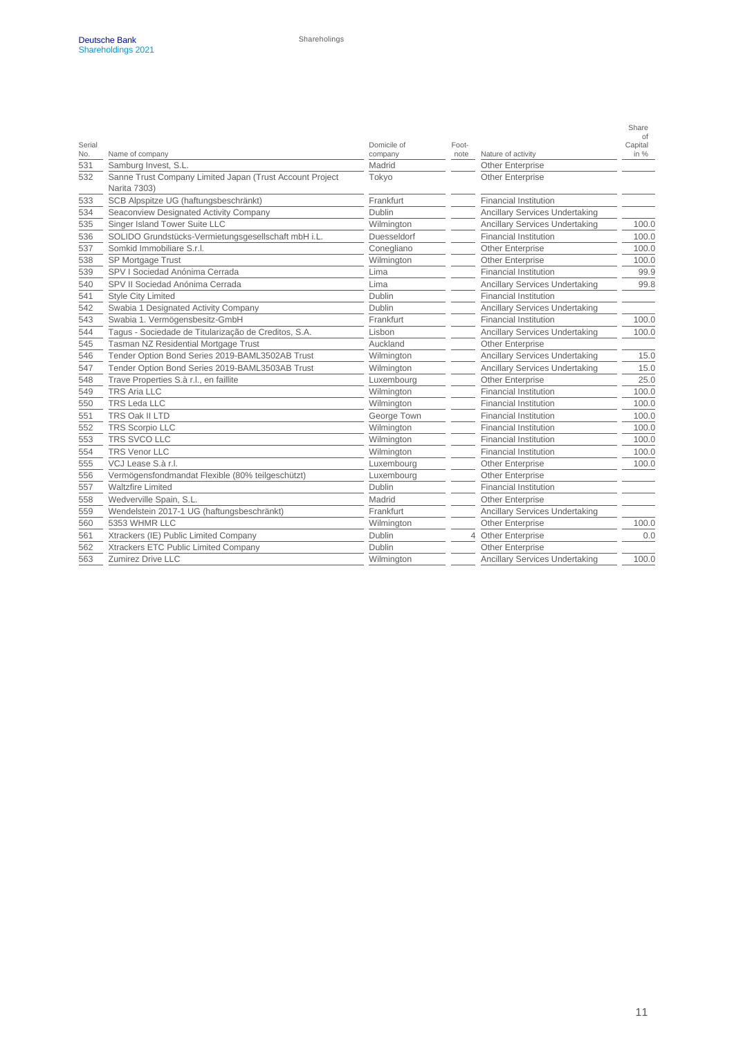| Serial No. | Name of company | Domicile of company | Foot-note | Nature of activity | Share of Capital in % |
|---|---|---|---|---|---|
| 531 | Samburg Invest, S.L. | Madrid | | Other Enterprise | |
| 532 | Sanne Trust Company Limited Japan (Trust Account Project Narita 7303) | Tokyo | | Other Enterprise | |
| 533 | SCB Alpspitze UG (haftungsbeschränkt) | Frankfurt | | Financial Institution | |
| 534 | Seaconview Designated Activity Company | Dublin | | Ancillary Services Undertaking | |
| 535 | Singer Island Tower Suite LLC | Wilmington | | Ancillary Services Undertaking | 100.0 |
| 536 | SOLIDO Grundstücks-Vermietungsgesellschaft mbH i.L. | Duesseldorf | | Financial Institution | 100.0 |
| 537 | Somkid Immobiliare S.r.l. | Conegliano | | Other Enterprise | 100.0 |
| 538 | SP Mortgage Trust | Wilmington | | Other Enterprise | 100.0 |
| 539 | SPV I Sociedad Anónima Cerrada | Lima | | Financial Institution | 99.9 |
| 540 | SPV II Sociedad Anónima Cerrada | Lima | | Ancillary Services Undertaking | 99.8 |
| 541 | Style City Limited | Dublin | | Financial Institution | |
| 542 | Swabia 1 Designated Activity Company | Dublin | | Ancillary Services Undertaking | |
| 543 | Swabia 1. Vermögensbesitz-GmbH | Frankfurt | | Financial Institution | 100.0 |
| 544 | Tagus - Sociedade de Titularização de Creditos, S.A. | Lisbon | | Ancillary Services Undertaking | 100.0 |
| 545 | Tasman NZ Residential Mortgage Trust | Auckland | | Other Enterprise | |
| 546 | Tender Option Bond Series 2019-BAML3502AB Trust | Wilmington | | Ancillary Services Undertaking | 15.0 |
| 547 | Tender Option Bond Series 2019-BAML3503AB Trust | Wilmington | | Ancillary Services Undertaking | 15.0 |
| 548 | Trave Properties S.à r.l., en faillite | Luxembourg | | Other Enterprise | 25.0 |
| 549 | TRS Aria LLC | Wilmington | | Financial Institution | 100.0 |
| 550 | TRS Leda LLC | Wilmington | | Financial Institution | 100.0 |
| 551 | TRS Oak II LTD | George Town | | Financial Institution | 100.0 |
| 552 | TRS Scorpio LLC | Wilmington | | Financial Institution | 100.0 |
| 553 | TRS SVCO LLC | Wilmington | | Financial Institution | 100.0 |
| 554 | TRS Venor LLC | Wilmington | | Financial Institution | 100.0 |
| 555 | VCJ Lease S.à r.l. | Luxembourg | | Other Enterprise | 100.0 |
| 556 | Vermögensfondmandat Flexible (80% teilgeschützt) | Luxembourg | | Other Enterprise | |
| 557 | Waltzfire Limited | Dublin | | Financial Institution | |
| 558 | Wedverville Spain, S.L. | Madrid | | Other Enterprise | |
| 559 | Wendelstein 2017-1 UG (haftungsbeschränkt) | Frankfurt | | Ancillary Services Undertaking | |
| 560 | 5353 WHMR LLC | Wilmington | | Other Enterprise | 100.0 |
| 561 | Xtrackers (IE) Public Limited Company | Dublin | 4 | Other Enterprise | 0.0 |
| 562 | Xtrackers ETC Public Limited Company | Dublin | | Other Enterprise | |
| 563 | Zumirez Drive LLC | Wilmington | | Ancillary Services Undertaking | 100.0 |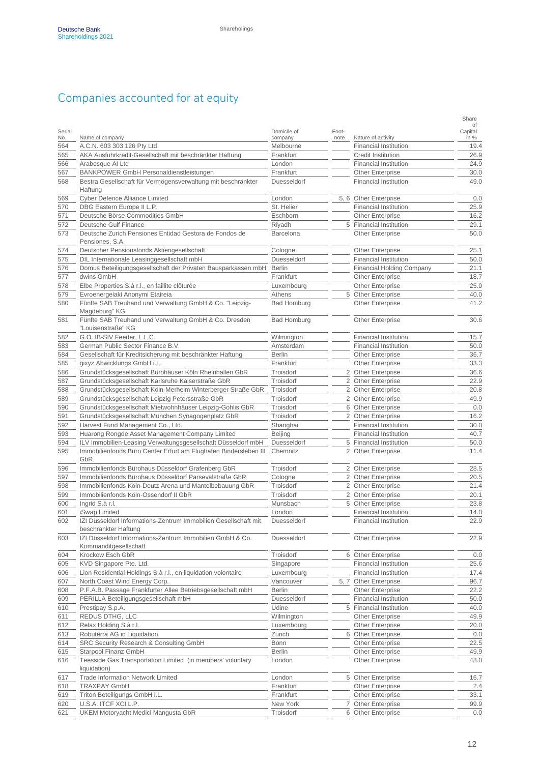# Companies accounted for at equity

| Serial No. | Name of company | Domicile of company | Foot-note | Nature of activity | Share of Capital in % |
|---|---|---|---|---|---|
| 564 | A.C.N. 603 303 126 Pty Ltd | Melbourne | | Financial Institution | 19.4 |
| 565 | AKA Ausfuhrkredit-Gesellschaft mit beschränkter Haftung | Frankfurt | | Credit Institution | 26.9 |
| 566 | Arabesque AI Ltd | London | | Financial Institution | 24.9 |
| 567 | BANKPOWER GmbH Personaldienstleistungen | Frankfurt | | Other Enterprise | 30.0 |
| 568 | Bestra Gesellschaft für Vermögensverwaltung mit beschränkter Haftung | Duesseldorf | | Financial Institution | 49.0 |
| 569 | Cyber Defence Alliance Limited | London | 5, 6 | Other Enterprise | 0.0 |
| 570 | DBG Eastern Europe II L.P. | St. Helier | | Financial Institution | 25.9 |
| 571 | Deutsche Börse Commodities GmbH | Eschborn | | Other Enterprise | 16.2 |
| 572 | Deutsche Gulf Finance | Riyadh | 5 | Financial Institution | 29.1 |
| 573 | Deutsche Zurich Pensiones Entidad Gestora de Fondos de Pensiones, S.A. | Barcelona | | Other Enterprise | 50.0 |
| 574 | Deutscher Pensionsfonds Aktiengesellschaft | Cologne | | Other Enterprise | 25.1 |
| 575 | DIL Internationale Leasinggesellschaft mbH | Duesseldorf | | Financial Institution | 50.0 |
| 576 | Domus Beteiligungsgesellschaft der Privaten Bausparkassen mbH | Berlin | | Financial Holding Company | 21.1 |
| 577 | dwins GmbH | Frankfurt | | Other Enterprise | 18.7 |
| 578 | Elbe Properties S.à r.l., en faillite clôturée | Luxembourg | | Other Enterprise | 25.0 |
| 579 | Evroenergeiaki Anonymi Etaireia | Athens | 5 | Other Enterprise | 40.0 |
| 580 | Fünfte SAB Treuhand und Verwaltung GmbH & Co. "Leipzig-Magdeburg" KG | Bad Homburg | | Other Enterprise | 41.2 |
| 581 | Fünfte SAB Treuhand und Verwaltung GmbH & Co. Dresden "Louisenstraße" KG | Bad Homburg | | Other Enterprise | 30.6 |
| 582 | G.O. IB-SIV Feeder, L.L.C. | Wilmington | | Financial Institution | 15.7 |
| 583 | German Public Sector Finance B.V. | Amsterdam | | Financial Institution | 50.0 |
| 584 | Gesellschaft für Kreditsicherung mit beschränkter Haftung | Berlin | | Other Enterprise | 36.7 |
| 585 | gixyz Abwicklungs GmbH i.L. | Frankfurt | | Other Enterprise | 33.3 |
| 586 | Grundstücksgesellschaft Bürohäuser Köln Rheinhallen GbR | Troisdorf | 2 | Other Enterprise | 36.6 |
| 587 | Grundstücksgesellschaft Karlsruhe Kaiserstraße GbR | Troisdorf | 2 | Other Enterprise | 22.9 |
| 588 | Grundstücksgesellschaft Köln-Merheim Winterberger Straße GbR | Troisdorf | 2 | Other Enterprise | 20.8 |
| 589 | Grundstücksgesellschaft Leipzig Petersstraße GbR | Troisdorf | 2 | Other Enterprise | 49.9 |
| 590 | Grundstücksgesellschaft Mietwohnhäuser Leipzig-Gohlis GbR | Troisdorf | 6 | Other Enterprise | 0.0 |
| 591 | Grundstücksgesellschaft München Synagogenplatz GbR | Troisdorf | 2 | Other Enterprise | 16.2 |
| 592 | Harvest Fund Management Co., Ltd. | Shanghai | | Financial Institution | 30.0 |
| 593 | Huarong Rongde Asset Management Company Limited | Beijing | | Financial Institution | 40.7 |
| 594 | ILV Immobilien-Leasing Verwaltungsgesellschaft Düsseldorf mbH | Duesseldorf | 5 | Financial Institution | 50.0 |
| 595 | Immobilienfonds Büro Center Erfurt am Flughafen Bindersleben III GbR | Chemnitz | 2 | Other Enterprise | 11.4 |
| 596 | Immobilienfonds Bürohaus Düsseldorf Grafenberg GbR | Troisdorf | 2 | Other Enterprise | 28.5 |
| 597 | Immobilienfonds Bürohaus Düsseldorf Parsevalstraße GbR | Cologne | 2 | Other Enterprise | 20.5 |
| 598 | Immobilienfonds Köln-Deutz Arena und Mantelbebauung GbR | Troisdorf | 2 | Other Enterprise | 21.4 |
| 599 | Immobilienfonds Köln-Ossendorf II GbR | Troisdorf | 2 | Other Enterprise | 20.1 |
| 600 | Ingrid S.à r.l. | Munsbach | 5 | Other Enterprise | 23.8 |
| 601 | iSwap Limited | London | | Financial Institution | 14.0 |
| 602 | IZI Düsseldorf Informations-Zentrum Immobilien Gesellschaft mit beschränkter Haftung | Duesseldorf | | Financial Institution | 22.9 |
| 603 | IZI Düsseldorf Informations-Zentrum Immobilien GmbH & Co. Kommanditgesellschaft | Duesseldorf | | Other Enterprise | 22.9 |
| 604 | Krockow Esch GbR | Troisdorf | 6 | Other Enterprise | 0.0 |
| 605 | KVD Singapore Pte. Ltd. | Singapore | | Financial Institution | 25.6 |
| 606 | Lion Residential Holdings S.à r.l., en liquidation volontaire | Luxembourg | | Financial Institution | 17.4 |
| 607 | North Coast Wind Energy Corp. | Vancouver | 5, 7 | Other Enterprise | 96.7 |
| 608 | P.F.A.B. Passage Frankfurter Allee Betriebsgesellschaft mbH | Berlin | | Other Enterprise | 22.2 |
| 609 | PERILLA Beteiligungsgesellschaft mbH | Duesseldorf | | Financial Institution | 50.0 |
| 610 | Prestipay S.p.A. | Udine | 5 | Financial Institution | 40.0 |
| 611 | REDUS DTHG, LLC | Wilmington | | Other Enterprise | 49.9 |
| 612 | Relax Holding S.à r.l. | Luxembourg | | Other Enterprise | 20.0 |
| 613 | Robuterra AG in Liquidation | Zurich | 6 | Other Enterprise | 0.0 |
| 614 | SRC Security Research & Consulting GmbH | Bonn | | Other Enterprise | 22.5 |
| 615 | Starpool Finanz GmbH | Berlin | | Other Enterprise | 49.9 |
| 616 | Teesside Gas Transportation Limited (in members' voluntary liquidation) | London | | Other Enterprise | 48.0 |
| 617 | Trade Information Network Limited | London | 5 | Other Enterprise | 16.7 |
| 618 | TRAXPAY GmbH | Frankfurt | | Other Enterprise | 2.4 |
| 619 | Triton Beteiligungs GmbH i.L. | Frankfurt | | Other Enterprise | 33.1 |
| 620 | U.S.A. ITCF XCI L.P. | New York | 7 | Other Enterprise | 99.9 |
| 621 | UKEM Motoryacht Medici Mangusta GbR | Troisdorf | 6 | Other Enterprise | 0.0 |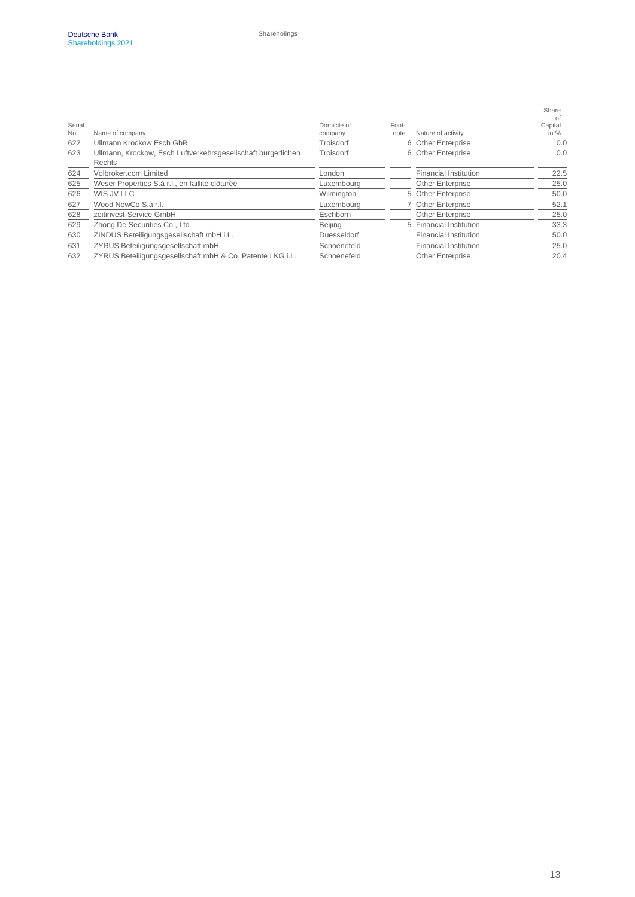| Serial No. | Name of company | Domicile of company | Footnote | Nature of activity | Share of Capital in % |
|---|---|---|---|---|---|
| 622 | Ullmann Krockow Esch GbR | Troisdorf | 6 | Other Enterprise | 0.0 |
| 623 | Ullmann, Krockow, Esch Luftverkehrsgesellschaft bürgerlichen Rechts | Troisdorf | 6 | Other Enterprise | 0.0 |
| 624 | Volbroker.com Limited | London | | Financial Institution | 22.5 |
| 625 | Weser Properties S.à r.l., en faillite clôturée | Luxembourg | | Other Enterprise | 25.0 |
| 626 | WIS JV LLC | Wilmington | 5 | Other Enterprise | 50.0 |
| 627 | Wood NewCo S.à r.l. | Luxembourg | 7 | Other Enterprise | 52.1 |
| 628 | zeitinvest-Service GmbH | Eschborn | | Other Enterprise | 25.0 |
| 629 | Zhong De Securities Co., Ltd | Beijing | 5 | Financial Institution | 33.3 |
| 630 | ZINDUS Beteiligungsgesellschaft mbH i.L. | Duesseldorf | | Financial Institution | 50.0 |
| 631 | ZYRUS Beteiligungsgesellschaft mbH | Schoenefeld | | Financial Institution | 25.0 |
| 632 | ZYRUS Beteiligungsgesellschaft mbH & Co. Patente I KG i.L. | Schoenefeld | | Other Enterprise | 20.4 |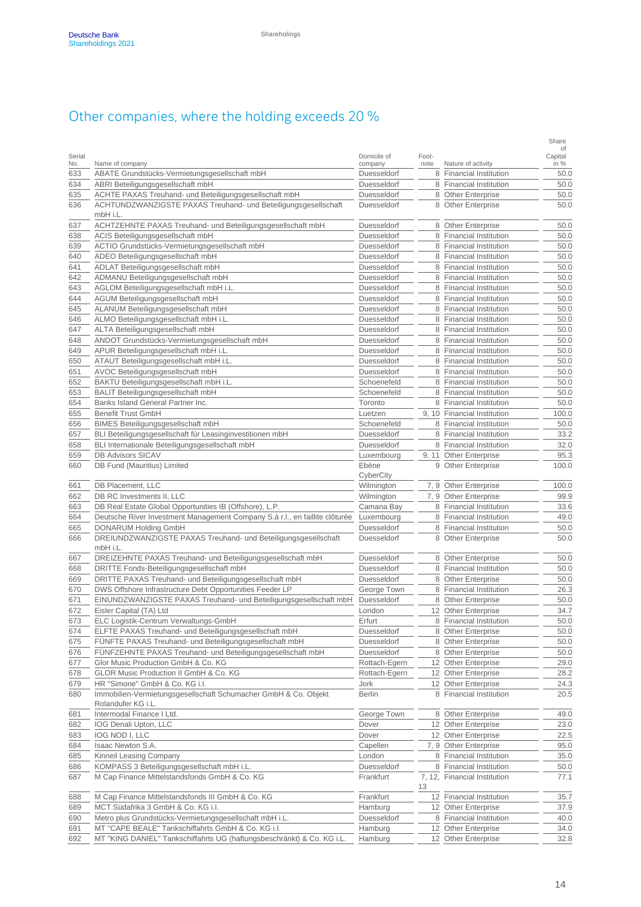# Other companies, where the holding exceeds 20 %

| Serial No. | Name of company | Domicile of company | Foot-note | Nature of activity | Share of Capital in % |
|---|---|---|---|---|---|
| 633 | ABATE Grundstücks-Vermietungsgesellschaft mbH | Duesseldorf | 8 | Financial Institution | 50.0 |
| 634 | ABRI Beteiligungsgesellschaft mbH | Duesseldorf | 8 | Financial Institution | 50.0 |
| 635 | ACHTE PAXAS Treuhand- und Beteiligungsgesellschaft mbH | Duesseldorf | 8 | Other Enterprise | 50.0 |
| 636 | ACHTUNDZWANZIGSTE PAXAS Treuhand- und Beteiligungsgesellschaft mbH i.L. | Duesseldorf | 8 | Other Enterprise | 50.0 |
| 637 | ACHTZEHNTE PAXAS Treuhand- und Beteiligungsgesellschaft mbH | Duesseldorf | 8 | Other Enterprise | 50.0 |
| 638 | ACIS Beteiligungsgesellschaft mbH | Duesseldorf | 8 | Financial Institution | 50.0 |
| 639 | ACTIO Grundstücks-Vermietungsgesellschaft mbH | Duesseldorf | 8 | Financial Institution | 50.0 |
| 640 | ADEO Beteiligungsgesellschaft mbH | Duesseldorf | 8 | Financial Institution | 50.0 |
| 641 | ADLAT Beteiligungsgesellschaft mbH | Duesseldorf | 8 | Financial Institution | 50.0 |
| 642 | ADMANU Beteiligungsgesellschaft mbH | Duesseldorf | 8 | Financial Institution | 50.0 |
| 643 | AGLOM Beteiligungsgesellschaft mbH i.L. | Duesseldorf | 8 | Financial Institution | 50.0 |
| 644 | AGUM Beteiligungsgesellschaft mbH | Duesseldorf | 8 | Financial Institution | 50.0 |
| 645 | ALANUM Beteiligungsgesellschaft mbH | Duesseldorf | 8 | Financial Institution | 50.0 |
| 646 | ALMO Beteiligungsgesellschaft mbH i.L. | Duesseldorf | 8 | Financial Institution | 50.0 |
| 647 | ALTA Beteiligungsgesellschaft mbH | Duesseldorf | 8 | Financial Institution | 50.0 |
| 648 | ANDOT Grundstücks-Vermietungsgesellschaft mbH | Duesseldorf | 8 | Financial Institution | 50.0 |
| 649 | APUR Beteiligungsgesellschaft mbH i.L. | Duesseldorf | 8 | Financial Institution | 50.0 |
| 650 | ATAUT Beteiligungsgesellschaft mbH i.L. | Duesseldorf | 8 | Financial Institution | 50.0 |
| 651 | AVOC Beteiligungsgesellschaft mbH | Duesseldorf | 8 | Financial Institution | 50.0 |
| 652 | BAKTU Beteiligungsgesellschaft mbH i.L. | Schoenefeld | 8 | Financial Institution | 50.0 |
| 653 | BALIT Beteiligungsgesellschaft mbH | Schoenefeld | 8 | Financial Institution | 50.0 |
| 654 | Banks Island General Partner Inc. | Toronto | 8 | Financial Institution | 50.0 |
| 655 | Benefit Trust GmbH | Luetzen | 9, 10 | Financial Institution | 100.0 |
| 656 | BIMES Beteiligungsgesellschaft mbH | Schoenefeld | 8 | Financial Institution | 50.0 |
| 657 | BLI Beteiligungsgesellschaft für Leasinginvestitionen mbH | Duesseldorf | 8 | Financial Institution | 33.2 |
| 658 | BLI Internationale Beteiligungsgesellschaft mbH | Duesseldorf | 8 | Financial Institution | 32.0 |
| 659 | DB Advisors SICAV | Luxembourg | 9, 11 | Other Enterprise | 95.3 |
| 660 | DB Fund (Mauritius) Limited | Ebène CyberCity | 9 | Other Enterprise | 100.0 |
| 661 | DB Placement, LLC | Wilmington | 7, 9 | Other Enterprise | 100.0 |
| 662 | DB RC Investments II, LLC | Wilmington | 7, 9 | Other Enterprise | 99.9 |
| 663 | DB Real Estate Global Opportunities IB (Offshore), L.P. | Camana Bay | 8 | Financial Institution | 33.6 |
| 664 | Deutsche River Investment Management Company S.à r.l., en faillite clôturée | Luxembourg | 8 | Financial Institution | 49.0 |
| 665 | DONARUM Holding GmbH | Duesseldorf | 8 | Financial Institution | 50.0 |
| 666 | DREIUNDZWANZIGSTE PAXAS Treuhand- und Beteiligungsgesellschaft mbH i.L. | Duesseldorf | 8 | Other Enterprise | 50.0 |
| 667 | DREIZEHNTE PAXAS Treuhand- und Beteiligungsgesellschaft mbH | Duesseldorf | 8 | Other Enterprise | 50.0 |
| 668 | DRITTE Fonds-Beteiligungsgesellschaft mbH | Duesseldorf | 8 | Financial Institution | 50.0 |
| 669 | DRITTE PAXAS Treuhand- und Beteiligungsgesellschaft mbH | Duesseldorf | 8 | Other Enterprise | 50.0 |
| 670 | DWS Offshore Infrastructure Debt Opportunities Feeder LP | George Town | 8 | Financial Institution | 26.3 |
| 671 | EINUNDZWANZIGSTE PAXAS Treuhand- und Beteiligungsgesellschaft mbH | Duesseldorf | 8 | Other Enterprise | 50.0 |
| 672 | Eisler Capital (TA) Ltd | London | 12 | Other Enterprise | 34.7 |
| 673 | ELC Logistik-Centrum Verwaltungs-GmbH | Erfurt | 8 | Financial Institution | 50.0 |
| 674 | ELFTE PAXAS Treuhand- und Beteiligungsgesellschaft mbH | Duesseldorf | 8 | Other Enterprise | 50.0 |
| 675 | FÜNFTE PAXAS Treuhand- und Beteiligungsgesellschaft mbH | Duesseldorf | 8 | Other Enterprise | 50.0 |
| 676 | FÜNFZEHNTE PAXAS Treuhand- und Beteiligungsgesellschaft mbH | Duesseldorf | 8 | Other Enterprise | 50.0 |
| 677 | Glor Music Production GmbH & Co. KG | Rottach-Egern | 12 | Other Enterprise | 29.0 |
| 678 | GLOR Music Production II GmbH & Co. KG | Rottach-Egern | 12 | Other Enterprise | 28.2 |
| 679 | HR "Simone" GmbH & Co. KG i.I. | Jork | 12 | Other Enterprise | 24.3 |
| 680 | Immobilien-Vermietungsgesellschaft Schumacher GmbH & Co. Objekt Rolandufer KG i.L. | Berlin | 8 | Financial Institution | 20.5 |
| 681 | Intermodal Finance I Ltd. | George Town | 8 | Other Enterprise | 49.0 |
| 682 | IOG Denali Upton, LLC | Dover | 12 | Other Enterprise | 23.0 |
| 683 | IOG NOD I, LLC | Dover | 12 | Other Enterprise | 22.5 |
| 684 | Isaac Newton S.A. | Capellen | 7, 9 | Other Enterprise | 95.0 |
| 685 | Kinneil Leasing Company | London | 8 | Financial Institution | 35.0 |
| 686 | KOMPASS 3 Beteiligungsgesellschaft mbH i.L. | Duesseldorf | 8 | Financial Institution | 50.0 |
| 687 | M Cap Finance Mittelstandsfonds GmbH & Co. KG | Frankfurt | 7, 12, 13 | Financial Institution | 77.1 |
| 688 | M Cap Finance Mittelstandsfonds III GmbH & Co. KG | Frankfurt | 12 | Financial Institution | 35.7 |
| 689 | MCT Südafrika 3 GmbH & Co. KG i.I. | Hamburg | 12 | Other Enterprise | 37.9 |
| 690 | Metro plus Grundstücks-Vermietungsgesellschaft mbH i.L. | Duesseldorf | 8 | Financial Institution | 40.0 |
| 691 | MT "CAPE BEALE" Tankschiffahrts GmbH & Co. KG i.I. | Hamburg | 12 | Other Enterprise | 34.0 |
| 692 | MT "KING DANIEL" Tankschiffahrts UG (haftungsbeschränkt) & Co. KG i.L. | Hamburg | 12 | Other Enterprise | 32.8 |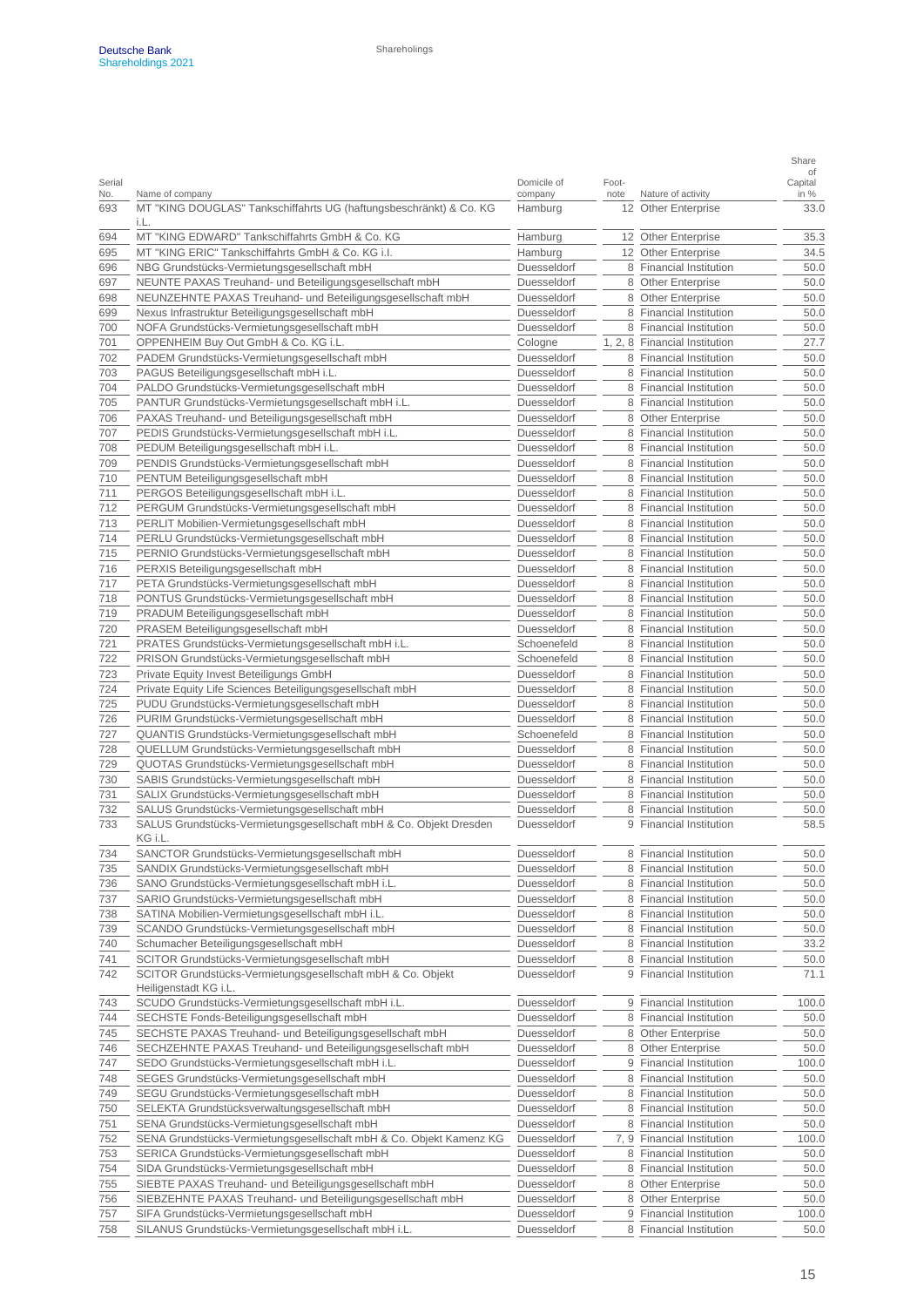| Serial No. | Name of company | Domicile of company | Foot-note | Nature of activity | Share of Capital in % |
|---|---|---|---|---|---|
| 693 | MT "KING DOUGLAS" Tankschiffahrts UG (haftungsbeschränkt) & Co. KG i.L. | Hamburg | 12 | Other Enterprise | 33.0 |
| 694 | MT "KING EDWARD" Tankschiffahrts GmbH & Co. KG | Hamburg | 12 | Other Enterprise | 35.3 |
| 695 | MT "KING ERIC" Tankschiffahrts GmbH & Co. KG i.I. | Hamburg | 12 | Other Enterprise | 34.5 |
| 696 | NBG Grundstücks-Vermietungsgesellschaft mbH | Duesseldorf | 8 | Financial Institution | 50.0 |
| 697 | NEUNTE PAXAS Treuhand- und Beteiligungsgesellschaft mbH | Duesseldorf | 8 | Other Enterprise | 50.0 |
| 698 | NEUNZEHNTE PAXAS Treuhand- und Beteiligungsgesellschaft mbH | Duesseldorf | 8 | Other Enterprise | 50.0 |
| 699 | Nexus Infrastruktur Beteiligungsgesellschaft mbH | Duesseldorf | 8 | Financial Institution | 50.0 |
| 700 | NOFA Grundstücks-Vermietungsgesellschaft mbH | Duesseldorf | 8 | Financial Institution | 50.0 |
| 701 | OPPENHEIM Buy Out GmbH & Co. KG i.L. | Cologne | 1, 2, 8 | Financial Institution | 27.7 |
| 702 | PADEM Grundstücks-Vermietungsgesellschaft mbH | Duesseldorf | 8 | Financial Institution | 50.0 |
| 703 | PAGUS Beteiligungsgesellschaft mbH i.L. | Duesseldorf | 8 | Financial Institution | 50.0 |
| 704 | PALDO Grundstücks-Vermietungsgesellschaft mbH | Duesseldorf | 8 | Financial Institution | 50.0 |
| 705 | PANTUR Grundstücks-Vermietungsgesellschaft mbH i.L. | Duesseldorf | 8 | Financial Institution | 50.0 |
| 706 | PAXAS Treuhand- und Beteiligungsgesellschaft mbH | Duesseldorf | 8 | Other Enterprise | 50.0 |
| 707 | PEDIS Grundstücks-Vermietungsgesellschaft mbH i.L. | Duesseldorf | 8 | Financial Institution | 50.0 |
| 708 | PEDUM Beteiligungsgesellschaft mbH i.L. | Duesseldorf | 8 | Financial Institution | 50.0 |
| 709 | PENDIS Grundstücks-Vermietungsgesellschaft mbH | Duesseldorf | 8 | Financial Institution | 50.0 |
| 710 | PENTUM Beteiligungsgesellschaft mbH | Duesseldorf | 8 | Financial Institution | 50.0 |
| 711 | PERGOS Beteiligungsgesellschaft mbH i.L. | Duesseldorf | 8 | Financial Institution | 50.0 |
| 712 | PERGUM Grundstücks-Vermietungsgesellschaft mbH | Duesseldorf | 8 | Financial Institution | 50.0 |
| 713 | PERLIT Mobilien-Vermietungsgesellschaft mbH | Duesseldorf | 8 | Financial Institution | 50.0 |
| 714 | PERLU Grundstücks-Vermietungsgesellschaft mbH | Duesseldorf | 8 | Financial Institution | 50.0 |
| 715 | PERNIO Grundstücks-Vermietungsgesellschaft mbH | Duesseldorf | 8 | Financial Institution | 50.0 |
| 716 | PERXIS Beteiligungsgesellschaft mbH | Duesseldorf | 8 | Financial Institution | 50.0 |
| 717 | PETA Grundstücks-Vermietungsgesellschaft mbH | Duesseldorf | 8 | Financial Institution | 50.0 |
| 718 | PONTUS Grundstücks-Vermietungsgesellschaft mbH | Duesseldorf | 8 | Financial Institution | 50.0 |
| 719 | PRADUM Beteiligungsgesellschaft mbH | Duesseldorf | 8 | Financial Institution | 50.0 |
| 720 | PRASEM Beteiligungsgesellschaft mbH | Duesseldorf | 8 | Financial Institution | 50.0 |
| 721 | PRATES Grundstücks-Vermietungsgesellschaft mbH i.L. | Schoenefeld | 8 | Financial Institution | 50.0 |
| 722 | PRISON Grundstücks-Vermietungsgesellschaft mbH | Schoenefeld | 8 | Financial Institution | 50.0 |
| 723 | Private Equity Invest Beteiligungs GmbH | Duesseldorf | 8 | Financial Institution | 50.0 |
| 724 | Private Equity Life Sciences Beteiligungsgesellschaft mbH | Duesseldorf | 8 | Financial Institution | 50.0 |
| 725 | PUDU Grundstücks-Vermietungsgesellschaft mbH | Duesseldorf | 8 | Financial Institution | 50.0 |
| 726 | PURIM Grundstücks-Vermietungsgesellschaft mbH | Duesseldorf | 8 | Financial Institution | 50.0 |
| 727 | QUANTIS Grundstücks-Vermietungsgesellschaft mbH | Schoenefeld | 8 | Financial Institution | 50.0 |
| 728 | QUELLUM Grundstücks-Vermietungsgesellschaft mbH | Duesseldorf | 8 | Financial Institution | 50.0 |
| 729 | QUOTAS Grundstücks-Vermietungsgesellschaft mbH | Duesseldorf | 8 | Financial Institution | 50.0 |
| 730 | SABIS Grundstücks-Vermietungsgesellschaft mbH | Duesseldorf | 8 | Financial Institution | 50.0 |
| 731 | SALIX Grundstücks-Vermietungsgesellschaft mbH | Duesseldorf | 8 | Financial Institution | 50.0 |
| 732 | SALUS Grundstücks-Vermietungsgesellschaft mbH | Duesseldorf | 8 | Financial Institution | 50.0 |
| 733 | SALUS Grundstücks-Vermietungsgesellschaft mbH & Co. Objekt Dresden KG i.L. | Duesseldorf | 9 | Financial Institution | 58.5 |
| 734 | SANCTOR Grundstücks-Vermietungsgesellschaft mbH | Duesseldorf | 8 | Financial Institution | 50.0 |
| 735 | SANDIX Grundstücks-Vermietungsgesellschaft mbH | Duesseldorf | 8 | Financial Institution | 50.0 |
| 736 | SANO Grundstücks-Vermietungsgesellschaft mbH i.L. | Duesseldorf | 8 | Financial Institution | 50.0 |
| 737 | SARIO Grundstücks-Vermietungsgesellschaft mbH | Duesseldorf | 8 | Financial Institution | 50.0 |
| 738 | SATINA Mobilien-Vermietungsgesellschaft mbH i.L. | Duesseldorf | 8 | Financial Institution | 50.0 |
| 739 | SCANDO Grundstücks-Vermietungsgesellschaft mbH | Duesseldorf | 8 | Financial Institution | 50.0 |
| 740 | Schumacher Beteiligungsgesellschaft mbH | Duesseldorf | 8 | Financial Institution | 33.2 |
| 741 | SCITOR Grundstücks-Vermietungsgesellschaft mbH | Duesseldorf | 8 | Financial Institution | 50.0 |
| 742 | SCITOR Grundstücks-Vermietungsgesellschaft mbH & Co. Objekt Heiligenstadt KG i.L. | Duesseldorf | 9 | Financial Institution | 71.1 |
| 743 | SCUDO Grundstücks-Vermietungsgesellschaft mbH i.L. | Duesseldorf | 9 | Financial Institution | 100.0 |
| 744 | SECHSTE Fonds-Beteiligungsgesellschaft mbH | Duesseldorf | 8 | Financial Institution | 50.0 |
| 745 | SECHSTE PAXAS Treuhand- und Beteiligungsgesellschaft mbH | Duesseldorf | 8 | Other Enterprise | 50.0 |
| 746 | SECHZEHNTE PAXAS Treuhand- und Beteiligungsgesellschaft mbH | Duesseldorf | 8 | Other Enterprise | 50.0 |
| 747 | SEDO Grundstücks-Vermietungsgesellschaft mbH i.L. | Duesseldorf | 9 | Financial Institution | 100.0 |
| 748 | SEGES Grundstücks-Vermietungsgesellschaft mbH | Duesseldorf | 8 | Financial Institution | 50.0 |
| 749 | SEGU Grundstücks-Vermietungsgesellschaft mbH | Duesseldorf | 8 | Financial Institution | 50.0 |
| 750 | SELEKTA Grundstücksverwaltungsgesellschaft mbH | Duesseldorf | 8 | Financial Institution | 50.0 |
| 751 | SENA Grundstücks-Vermietungsgesellschaft mbH | Duesseldorf | 8 | Financial Institution | 50.0 |
| 752 | SENA Grundstücks-Vermietungsgesellschaft mbH & Co. Objekt Kamenz KG | Duesseldorf | 7, 9 | Financial Institution | 100.0 |
| 753 | SERICA Grundstücks-Vermietungsgesellschaft mbH | Duesseldorf | 8 | Financial Institution | 50.0 |
| 754 | SIDA Grundstücks-Vermietungsgesellschaft mbH | Duesseldorf | 8 | Financial Institution | 50.0 |
| 755 | SIEBTE PAXAS Treuhand- und Beteiligungsgesellschaft mbH | Duesseldorf | 8 | Other Enterprise | 50.0 |
| 756 | SIEBZEHNTE PAXAS Treuhand- und Beteiligungsgesellschaft mbH | Duesseldorf | 8 | Other Enterprise | 50.0 |
| 757 | SIFA Grundstücks-Vermietungsgesellschaft mbH | Duesseldorf | 9 | Financial Institution | 100.0 |
| 758 | SILANUS Grundstücks-Vermietungsgesellschaft mbH i.L. | Duesseldorf | 8 | Financial Institution | 50.0 |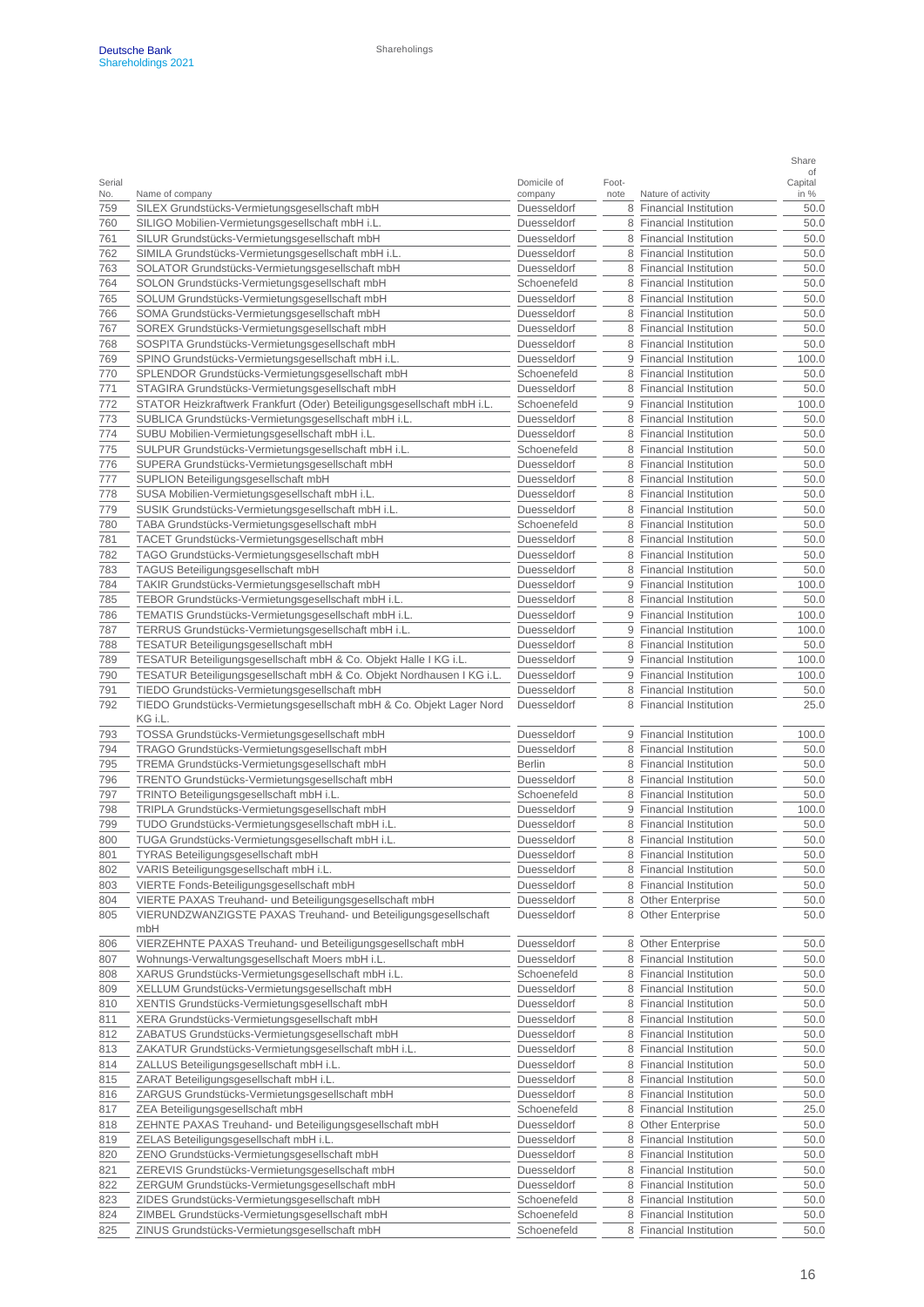| Serial No. | Name of company | Domicile of company | Foot-note | Nature of activity | Share of Capital in % |
|---|---|---|---|---|---|
| 759 | SILEX Grundstücks-Vermietungsgesellschaft mbH | Duesseldorf | 8 | Financial Institution | 50.0 |
| 760 | SILIGO Mobilien-Vermietungsgesellschaft mbH i.L. | Duesseldorf | 8 | Financial Institution | 50.0 |
| 761 | SILUR Grundstücks-Vermietungsgesellschaft mbH | Duesseldorf | 8 | Financial Institution | 50.0 |
| 762 | SIMILA Grundstücks-Vermietungsgesellschaft mbH i.L. | Duesseldorf | 8 | Financial Institution | 50.0 |
| 763 | SOLATOR Grundstücks-Vermietungsgesellschaft mbH | Duesseldorf | 8 | Financial Institution | 50.0 |
| 764 | SOLON Grundstücks-Vermietungsgesellschaft mbH | Schoenefeld | 8 | Financial Institution | 50.0 |
| 765 | SOLUM Grundstücks-Vermietungsgesellschaft mbH | Duesseldorf | 8 | Financial Institution | 50.0 |
| 766 | SOMA Grundstücks-Vermietungsgesellschaft mbH | Duesseldorf | 8 | Financial Institution | 50.0 |
| 767 | SOREX Grundstücks-Vermietungsgesellschaft mbH | Duesseldorf | 8 | Financial Institution | 50.0 |
| 768 | SOSPITA Grundstücks-Vermietungsgesellschaft mbH | Duesseldorf | 8 | Financial Institution | 50.0 |
| 769 | SPINO Grundstücks-Vermietungsgesellschaft mbH i.L. | Duesseldorf | 9 | Financial Institution | 100.0 |
| 770 | SPLENDOR Grundstücks-Vermietungsgesellschaft mbH | Schoenefeld | 8 | Financial Institution | 50.0 |
| 771 | STAGIRA Grundstücks-Vermietungsgesellschaft mbH | Duesseldorf | 8 | Financial Institution | 50.0 |
| 772 | STATOR Heizkraftwerk Frankfurt (Oder) Beteiligungsgesellschaft mbH i.L. | Schoenefeld | 9 | Financial Institution | 100.0 |
| 773 | SUBLICA Grundstücks-Vermietungsgesellschaft mbH i.L. | Duesseldorf | 8 | Financial Institution | 50.0 |
| 774 | SUBU Mobilien-Vermietungsgesellschaft mbH i.L. | Duesseldorf | 8 | Financial Institution | 50.0 |
| 775 | SULPUR Grundstücks-Vermietungsgesellschaft mbH i.L. | Schoenefeld | 8 | Financial Institution | 50.0 |
| 776 | SUPERA Grundstücks-Vermietungsgesellschaft mbH | Duesseldorf | 8 | Financial Institution | 50.0 |
| 777 | SUPLION Beteiligungsgesellschaft mbH | Duesseldorf | 8 | Financial Institution | 50.0 |
| 778 | SUSA Mobilien-Vermietungsgesellschaft mbH i.L. | Duesseldorf | 8 | Financial Institution | 50.0 |
| 779 | SUSIK Grundstücks-Vermietungsgesellschaft mbH i.L. | Duesseldorf | 8 | Financial Institution | 50.0 |
| 780 | TABA Grundstücks-Vermietungsgesellschaft mbH | Schoenefeld | 8 | Financial Institution | 50.0 |
| 781 | TACET Grundstücks-Vermietungsgesellschaft mbH | Duesseldorf | 8 | Financial Institution | 50.0 |
| 782 | TAGO Grundstücks-Vermietungsgesellschaft mbH | Duesseldorf | 8 | Financial Institution | 50.0 |
| 783 | TAGUS Beteiligungsgesellschaft mbH | Duesseldorf | 8 | Financial Institution | 50.0 |
| 784 | TAKIR Grundstücks-Vermietungsgesellschaft mbH | Duesseldorf | 9 | Financial Institution | 100.0 |
| 785 | TEBOR Grundstücks-Vermietungsgesellschaft mbH i.L. | Duesseldorf | 8 | Financial Institution | 50.0 |
| 786 | TEMATIS Grundstücks-Vermietungsgesellschaft mbH i.L. | Duesseldorf | 9 | Financial Institution | 100.0 |
| 787 | TERRUS Grundstücks-Vermietungsgesellschaft mbH i.L. | Duesseldorf | 9 | Financial Institution | 100.0 |
| 788 | TESATUR Beteiligungsgesellschaft mbH | Duesseldorf | 8 | Financial Institution | 50.0 |
| 789 | TESATUR Beteiligungsgesellschaft mbH & Co. Objekt Halle I KG i.L. | Duesseldorf | 9 | Financial Institution | 100.0 |
| 790 | TESATUR Beteiligungsgesellschaft mbH & Co. Objekt Nordhausen I KG i.L. | Duesseldorf | 9 | Financial Institution | 100.0 |
| 791 | TIEDO Grundstücks-Vermietungsgesellschaft mbH | Duesseldorf | 8 | Financial Institution | 50.0 |
| 792 | TIEDO Grundstücks-Vermietungsgesellschaft mbH & Co. Objekt Lager Nord KG i.L. | Duesseldorf | 8 | Financial Institution | 25.0 |
| 793 | TOSSA Grundstücks-Vermietungsgesellschaft mbH | Duesseldorf | 9 | Financial Institution | 100.0 |
| 794 | TRAGO Grundstücks-Vermietungsgesellschaft mbH | Duesseldorf | 8 | Financial Institution | 50.0 |
| 795 | TREMA Grundstücks-Vermietungsgesellschaft mbH | Berlin | 8 | Financial Institution | 50.0 |
| 796 | TRENTO Grundstücks-Vermietungsgesellschaft mbH | Duesseldorf | 8 | Financial Institution | 50.0 |
| 797 | TRINTO Beteiligungsgesellschaft mbH i.L. | Schoenefeld | 8 | Financial Institution | 50.0 |
| 798 | TRIPLA Grundstücks-Vermietungsgesellschaft mbH | Duesseldorf | 9 | Financial Institution | 100.0 |
| 799 | TUDO Grundstücks-Vermietungsgesellschaft mbH i.L. | Duesseldorf | 8 | Financial Institution | 50.0 |
| 800 | TUGA Grundstücks-Vermietungsgesellschaft mbH i.L. | Duesseldorf | 8 | Financial Institution | 50.0 |
| 801 | TYRAS Beteiligungsgesellschaft mbH | Duesseldorf | 8 | Financial Institution | 50.0 |
| 802 | VARIS Beteiligungsgesellschaft mbH i.L. | Duesseldorf | 8 | Financial Institution | 50.0 |
| 803 | VIERTE Fonds-Beteiligungsgesellschaft mbH | Duesseldorf | 8 | Financial Institution | 50.0 |
| 804 | VIERTE PAXAS Treuhand- und Beteiligungsgesellschaft mbH | Duesseldorf | 8 | Other Enterprise | 50.0 |
| 805 | VIERUNDZWANZIGSTE PAXAS Treuhand- und Beteiligungsgesellschaft mbH | Duesseldorf | 8 | Other Enterprise | 50.0 |
| 806 | VIERZEHNTE PAXAS Treuhand- und Beteiligungsgesellschaft mbH | Duesseldorf | 8 | Other Enterprise | 50.0 |
| 807 | Wohnungs-Verwaltungsgesellschaft Moers mbH i.L. | Duesseldorf | 8 | Financial Institution | 50.0 |
| 808 | XARUS Grundstücks-Vermietungsgesellschaft mbH i.L. | Schoenefeld | 8 | Financial Institution | 50.0 |
| 809 | XELLUM Grundstücks-Vermietungsgesellschaft mbH | Duesseldorf | 8 | Financial Institution | 50.0 |
| 810 | XENTIS Grundstücks-Vermietungsgesellschaft mbH | Duesseldorf | 8 | Financial Institution | 50.0 |
| 811 | XERA Grundstücks-Vermietungsgesellschaft mbH | Duesseldorf | 8 | Financial Institution | 50.0 |
| 812 | ZABATUS Grundstücks-Vermietungsgesellschaft mbH | Duesseldorf | 8 | Financial Institution | 50.0 |
| 813 | ZAKATUR Grundstücks-Vermietungsgesellschaft mbH i.L. | Duesseldorf | 8 | Financial Institution | 50.0 |
| 814 | ZALLUS Beteiligungsgesellschaft mbH i.L. | Duesseldorf | 8 | Financial Institution | 50.0 |
| 815 | ZARAT Beteiligungsgesellschaft mbH i.L. | Duesseldorf | 8 | Financial Institution | 50.0 |
| 816 | ZARGUS Grundstücks-Vermietungsgesellschaft mbH | Duesseldorf | 8 | Financial Institution | 50.0 |
| 817 | ZEA Beteiligungsgesellschaft mbH | Schoenefeld | 8 | Financial Institution | 25.0 |
| 818 | ZEHNTE PAXAS Treuhand- und Beteiligungsgesellschaft mbH | Duesseldorf | 8 | Other Enterprise | 50.0 |
| 819 | ZELAS Beteiligungsgesellschaft mbH i.L. | Duesseldorf | 8 | Financial Institution | 50.0 |
| 820 | ZENO Grundstücks-Vermietungsgesellschaft mbH | Duesseldorf | 8 | Financial Institution | 50.0 |
| 821 | ZEREVIS Grundstücks-Vermietungsgesellschaft mbH | Duesseldorf | 8 | Financial Institution | 50.0 |
| 822 | ZERGUM Grundstücks-Vermietungsgesellschaft mbH | Duesseldorf | 8 | Financial Institution | 50.0 |
| 823 | ZIDES Grundstücks-Vermietungsgesellschaft mbH | Schoenefeld | 8 | Financial Institution | 50.0 |
| 824 | ZIMBEL Grundstücks-Vermietungsgesellschaft mbH | Schoenefeld | 8 | Financial Institution | 50.0 |
| 825 | ZINUS Grundstücks-Vermietungsgesellschaft mbH | Schoenefeld | 8 | Financial Institution | 50.0 |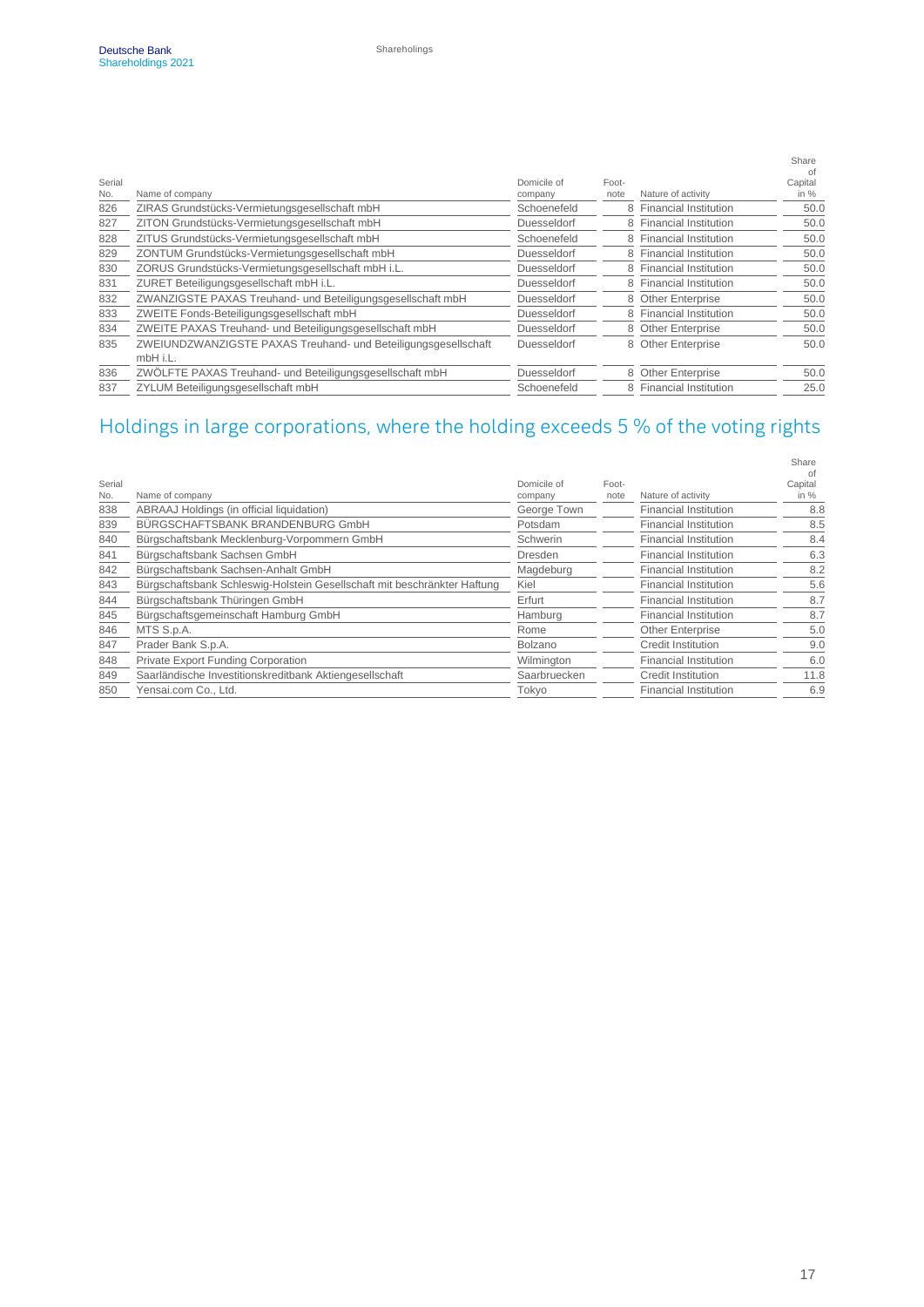| Serial No. | Name of company | Domicile of company | Foot-note | Nature of activity | Share of Capital in % |
|---|---|---|---|---|---|
| 826 | ZIRAS Grundstücks-Vermietungsgesellschaft mbH | Schoenefeld | 8 | Financial Institution | 50.0 |
| 827 | ZITON Grundstücks-Vermietungsgesellschaft mbH | Duesseldorf | 8 | Financial Institution | 50.0 |
| 828 | ZITUS Grundstücks-Vermietungsgesellschaft mbH | Schoenefeld | 8 | Financial Institution | 50.0 |
| 829 | ZONTUM Grundstücks-Vermietungsgesellschaft mbH | Duesseldorf | 8 | Financial Institution | 50.0 |
| 830 | ZORUS Grundstücks-Vermietungsgesellschaft mbH i.L. | Duesseldorf | 8 | Financial Institution | 50.0 |
| 831 | ZURET Beteiligungsgesellschaft mbH i.L. | Duesseldorf | 8 | Financial Institution | 50.0 |
| 832 | ZWANZIGSTE PAXAS Treuhand- und Beteiligungsgesellschaft mbH | Duesseldorf | 8 | Other Enterprise | 50.0 |
| 833 | ZWEITE Fonds-Beteiligungsgesellschaft mbH | Duesseldorf | 8 | Financial Institution | 50.0 |
| 834 | ZWEITE PAXAS Treuhand- und Beteiligungsgesellschaft mbH | Duesseldorf | 8 | Other Enterprise | 50.0 |
| 835 | ZWEIUNDZWANZIGSTE PAXAS Treuhand- und Beteiligungsgesellschaft mbH i.L. | Duesseldorf | 8 | Other Enterprise | 50.0 |
| 836 | ZWÖLFTE PAXAS Treuhand- und Beteiligungsgesellschaft mbH | Duesseldorf | 8 | Other Enterprise | 50.0 |
| 837 | ZYLUM Beteiligungsgesellschaft mbH | Schoenefeld | 8 | Financial Institution | 25.0 |

## Holdings in large corporations, where the holding exceeds 5 % of the voting rights

| Serial No. | Name of company | Domicile of company | Foot-note | Nature of activity | Share of Capital in % |
|---|---|---|---|---|---|
| 838 | ABRAAJ Holdings (in official liquidation) | George Town | | Financial Institution | 8.8 |
| 839 | BÜRGSCHAFTSBANK BRANDENBURG GmbH | Potsdam | | Financial Institution | 8.5 |
| 840 | Bürgschaftsbank Mecklenburg-Vorpommern GmbH | Schwerin | | Financial Institution | 8.4 |
| 841 | Bürgschaftsbank Sachsen GmbH | Dresden | | Financial Institution | 6.3 |
| 842 | Bürgschaftsbank Sachsen-Anhalt GmbH | Magdeburg | | Financial Institution | 8.2 |
| 843 | Bürgschaftsbank Schleswig-Holstein Gesellschaft mit beschränkter Haftung | Kiel | | Financial Institution | 5.6 |
| 844 | Bürgschaftsbank Thüringen GmbH | Erfurt | | Financial Institution | 8.7 |
| 845 | Bürgschaftsgemeinschaft Hamburg GmbH | Hamburg | | Financial Institution | 8.7 |
| 846 | MTS S.p.A. | Rome | | Other Enterprise | 5.0 |
| 847 | Prader Bank S.p.A. | Bolzano | | Credit Institution | 9.0 |
| 848 | Private Export Funding Corporation | Wilmington | | Financial Institution | 6.0 |
| 849 | Saarländische Investitionskreditbank Aktiengesellschaft | Saarbruecken | | Credit Institution | 11.8 |
| 850 | Yensai.com Co., Ltd. | Tokyo | | Financial Institution | 6.9 |